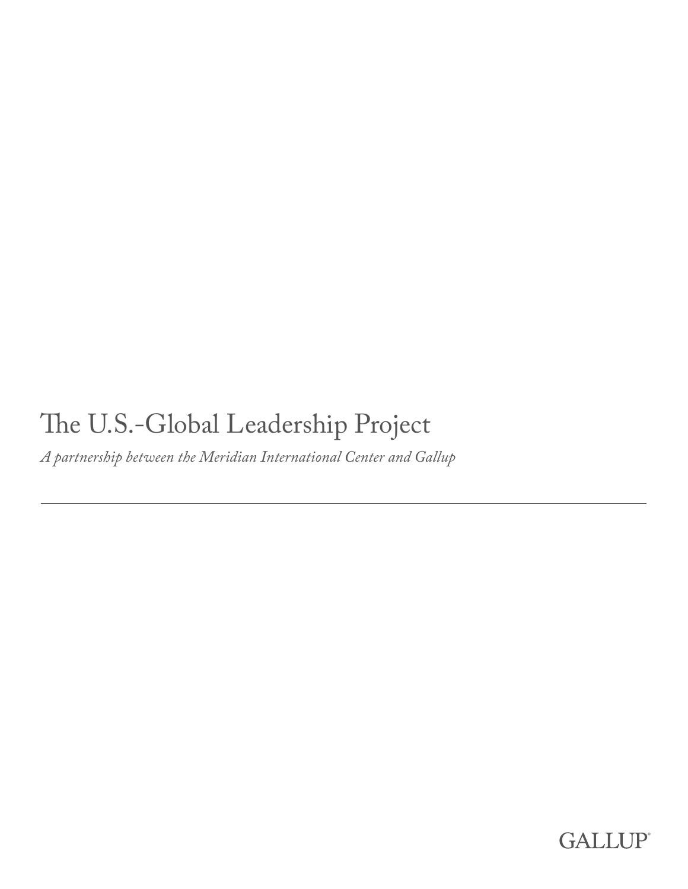# The U.S.-Global Leadership Project

*A partnership between the Meridian International Center and Gallup*

---

GALLUP®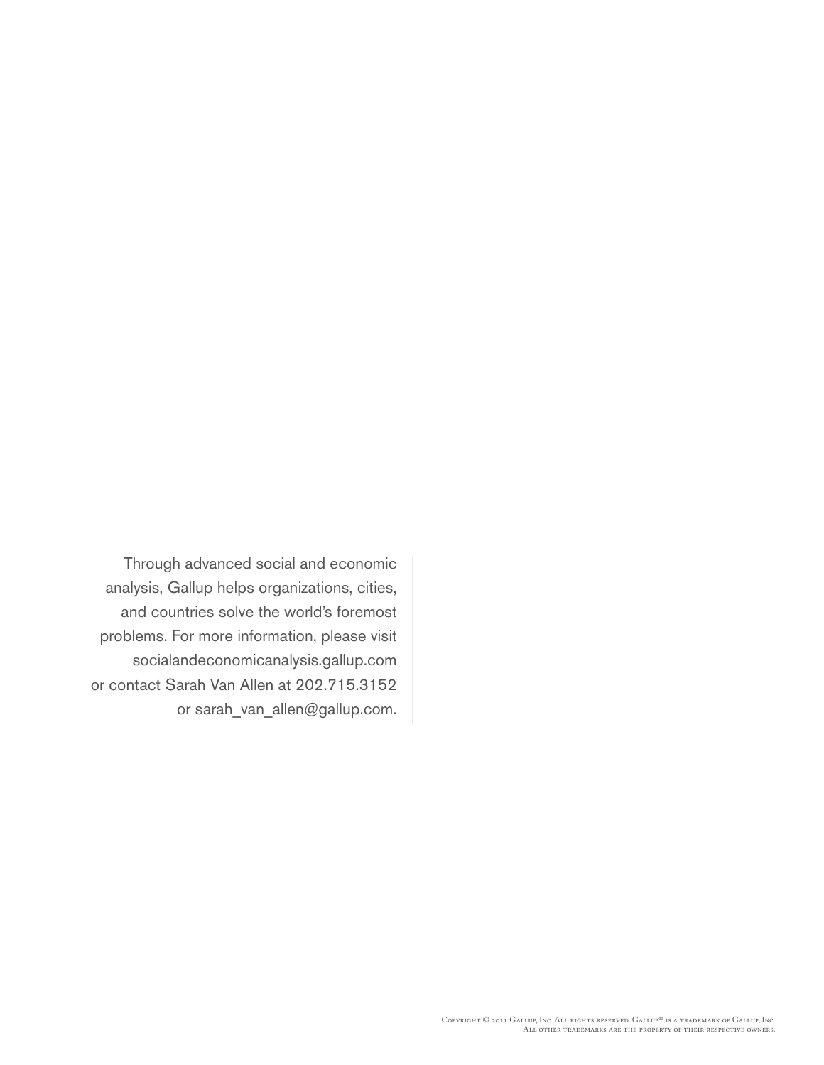Through advanced social and economic analysis, Gallup helps organizations, cities, and countries solve the world's foremost problems. For more information, please visit socialandeconomicanalysis.gallup.com or contact Sarah Van Allen at 202.715.3152 or sarah_van_allen@gallup.com.

Copyright © 2011 Gallup, Inc. All rights reserved. Gallup® is a trademark of Gallup, Inc. All other trademarks are the property of their respective owners.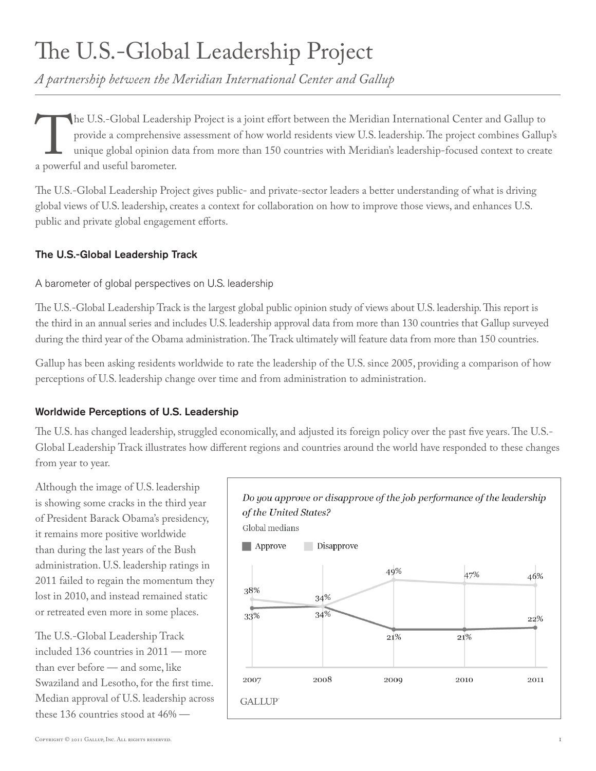# The U.S.-Global Leadership Project

*A partnership between the Meridian International Center and Gallup*

The U.S.-Global Leadership Project is a joint effort between the Meridian International Center and Gallup to provide a comprehensive assessment of how world residents view U.S. leadership. The project combines Gallup's unique global opinion data from more than 150 countries with Meridian's leadership-focused context to create a powerful and useful barometer.

The U.S.-Global Leadership Project gives public- and private-sector leaders a better understanding of what is driving global views of U.S. leadership, creates a context for collaboration on how to improve those views, and enhances U.S. public and private global engagement efforts.

## The U.S.-Global Leadership Track

A barometer of global perspectives on U.S. leadership

The U.S.-Global Leadership Track is the largest global public opinion study of views about U.S. leadership. This report is the third in an annual series and includes U.S. leadership approval data from more than 130 countries that Gallup surveyed during the third year of the Obama administration. The Track ultimately will feature data from more than 150 countries.

Gallup has been asking residents worldwide to rate the leadership of the U.S. since 2005, providing a comparison of how perceptions of U.S. leadership change over time and from administration to administration.

## Worldwide Perceptions of U.S. Leadership

The U.S. has changed leadership, struggled economically, and adjusted its foreign policy over the past five years. The U.S.-Global Leadership Track illustrates how different regions and countries around the world have responded to these changes from year to year.

*Do you approve or disapprove of the job performance of the leadership of the United States?*

Global medians

| | 2007 | 2008 | 2009 | 2010 | 2011 |
|---|---|---|---|---|---|
| Approve | 33% | 34% | 21% | 21% | 22% |
| Disapprove | 38% | 34% | 49% | 47% | 46% |

GALLUP

Although the image of U.S. leadership is showing some cracks in the third year of President Barack Obama's presidency, it remains more positive worldwide than during the last years of the Bush administration. U.S. leadership ratings in 2011 failed to regain the momentum they lost in 2010, and instead remained static or retreated even more in some places.

The U.S.-Global Leadership Track included 136 countries in 2011 — more than ever before — and some, like Swaziland and Lesotho, for the first time. Median approval of U.S. leadership across these 136 countries stood at 46% —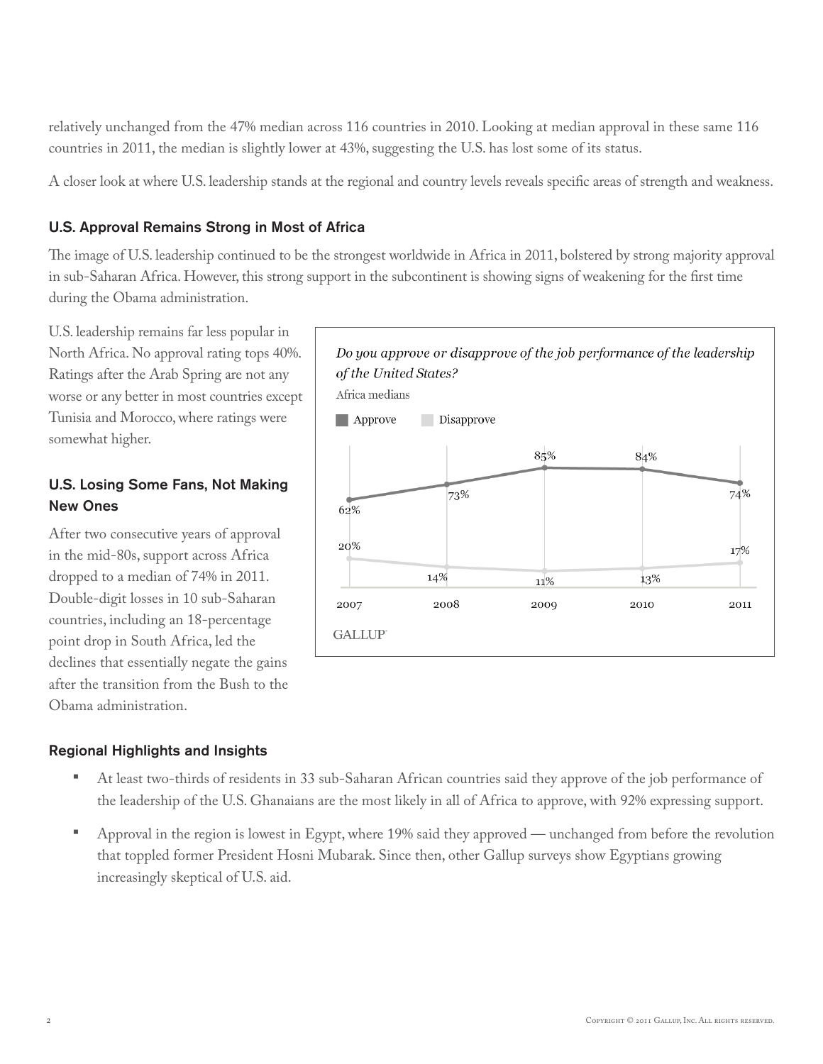relatively unchanged from the 47% median across 116 countries in 2010. Looking at median approval in these same 116 countries in 2011, the median is slightly lower at 43%, suggesting the U.S. has lost some of its status.

A closer look at where U.S. leadership stands at the regional and country levels reveals specific areas of strength and weakness.

### U.S. Approval Remains Strong in Most of Africa

The image of U.S. leadership continued to be the strongest worldwide in Africa in 2011, bolstered by strong majority approval in sub-Saharan Africa. However, this strong support in the subcontinent is showing signs of weakening for the first time during the Obama administration.

U.S. leadership remains far less popular in North Africa. No approval rating tops 40%. Ratings after the Arab Spring are not any worse or any better in most countries except Tunisia and Morocco, where ratings were somewhat higher.

*Do you approve or disapprove of the job performance of the leadership of the United States?*

Africa medians

| | 2007 | 2008 | 2009 | 2010 | 2011 |
|---|---|---|---|---|---|
| Approve | 62% | 73% | 85% | 84% | 74% |
| Disapprove | 20% | 14% | 11% | 13% | 17% |

GALLUP

### U.S. Losing Some Fans, Not Making New Ones

After two consecutive years of approval in the mid-80s, support across Africa dropped to a median of 74% in 2011. Double-digit losses in 10 sub-Saharan countries, including an 18-percentage point drop in South Africa, led the declines that essentially negate the gains after the transition from the Bush to the Obama administration.

### Regional Highlights and Insights

- At least two-thirds of residents in 33 sub-Saharan African countries said they approve of the job performance of the leadership of the U.S. Ghanaians are the most likely in all of Africa to approve, with 92% expressing support.
- Approval in the region is lowest in Egypt, where 19% said they approved — unchanged from before the revolution that toppled former President Hosni Mubarak. Since then, other Gallup surveys show Egyptians growing increasingly skeptical of U.S. aid.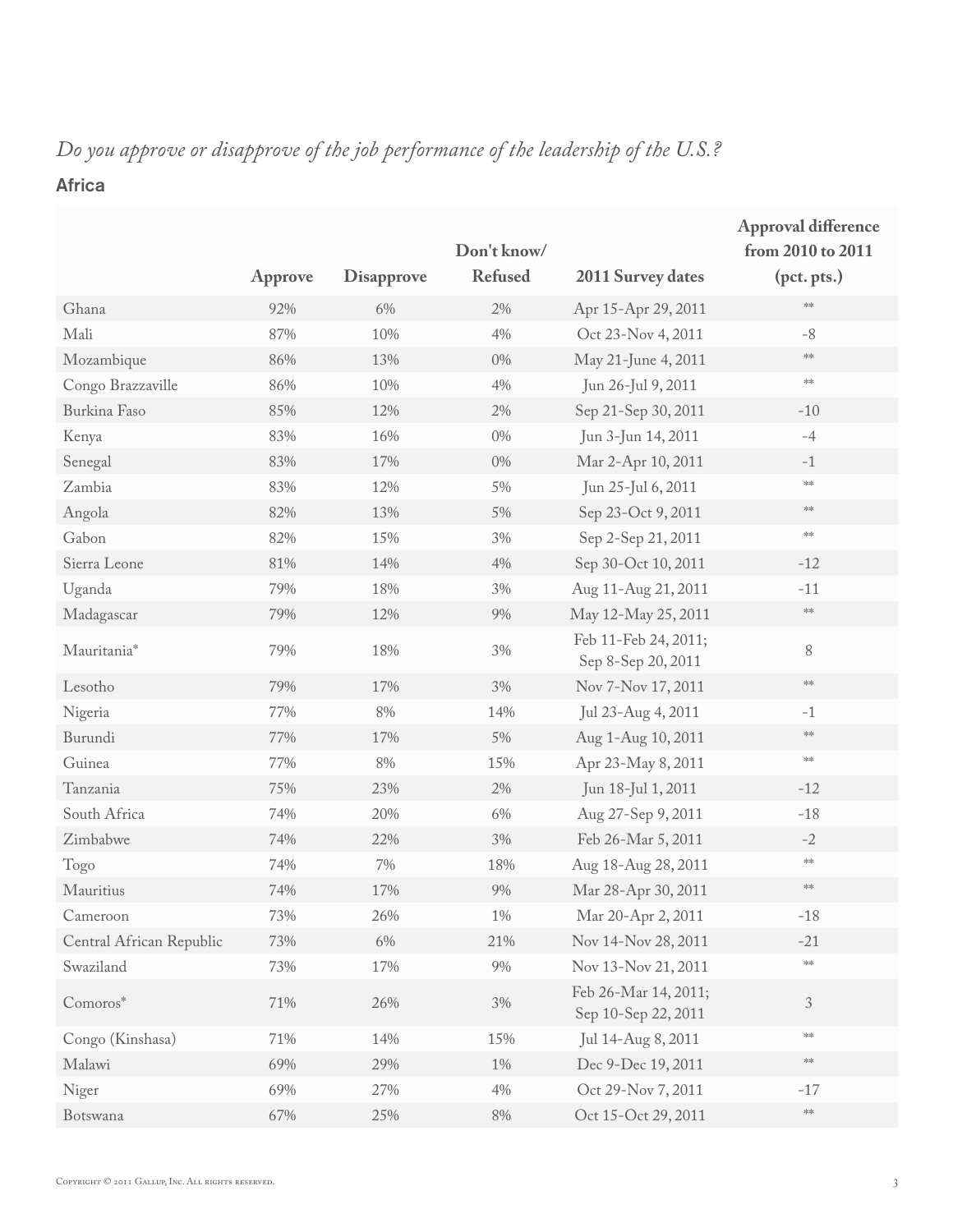*Do you approve or disapprove of the job performance of the leadership of the U.S.?*

**Africa**

| | Approve | Disapprove | Don't know/ Refused | 2011 Survey dates | Approval difference from 2010 to 2011 (pct. pts.) |
|---|---|---|---|---|---|
| Ghana | 92% | 6% | 2% | Apr 15-Apr 29, 2011 | ** |
| Mali | 87% | 10% | 4% | Oct 23-Nov 4, 2011 | -8 |
| Mozambique | 86% | 13% | 0% | May 21-June 4, 2011 | ** |
| Congo Brazzaville | 86% | 10% | 4% | Jun 26-Jul 9, 2011 | ** |
| Burkina Faso | 85% | 12% | 2% | Sep 21-Sep 30, 2011 | -10 |
| Kenya | 83% | 16% | 0% | Jun 3-Jun 14, 2011 | -4 |
| Senegal | 83% | 17% | 0% | Mar 2-Apr 10, 2011 | -1 |
| Zambia | 83% | 12% | 5% | Jun 25-Jul 6, 2011 | ** |
| Angola | 82% | 13% | 5% | Sep 23-Oct 9, 2011 | ** |
| Gabon | 82% | 15% | 3% | Sep 2-Sep 21, 2011 | ** |
| Sierra Leone | 81% | 14% | 4% | Sep 30-Oct 10, 2011 | -12 |
| Uganda | 79% | 18% | 3% | Aug 11-Aug 21, 2011 | -11 |
| Madagascar | 79% | 12% | 9% | May 12-May 25, 2011 | ** |
| Mauritania* | 79% | 18% | 3% | Feb 11-Feb 24, 2011; Sep 8-Sep 20, 2011 | 8 |
| Lesotho | 79% | 17% | 3% | Nov 7-Nov 17, 2011 | ** |
| Nigeria | 77% | 8% | 14% | Jul 23-Aug 4, 2011 | -1 |
| Burundi | 77% | 17% | 5% | Aug 1-Aug 10, 2011 | ** |
| Guinea | 77% | 8% | 15% | Apr 23-May 8, 2011 | ** |
| Tanzania | 75% | 23% | 2% | Jun 18-Jul 1, 2011 | -12 |
| South Africa | 74% | 20% | 6% | Aug 27-Sep 9, 2011 | -18 |
| Zimbabwe | 74% | 22% | 3% | Feb 26-Mar 5, 2011 | -2 |
| Togo | 74% | 7% | 18% | Aug 18-Aug 28, 2011 | ** |
| Mauritius | 74% | 17% | 9% | Mar 28-Apr 30, 2011 | ** |
| Cameroon | 73% | 26% | 1% | Mar 20-Apr 2, 2011 | -18 |
| Central African Republic | 73% | 6% | 21% | Nov 14-Nov 28, 2011 | -21 |
| Swaziland | 73% | 17% | 9% | Nov 13-Nov 21, 2011 | ** |
| Comoros* | 71% | 26% | 3% | Feb 26-Mar 14, 2011; Sep 10-Sep 22, 2011 | 3 |
| Congo (Kinshasa) | 71% | 14% | 15% | Jul 14-Aug 8, 2011 | ** |
| Malawi | 69% | 29% | 1% | Dec 9-Dec 19, 2011 | ** |
| Niger | 69% | 27% | 4% | Oct 29-Nov 7, 2011 | -17 |
| Botswana | 67% | 25% | 8% | Oct 15-Oct 29, 2011 | ** |

Copyright © 2011 Gallup, Inc. All rights reserved.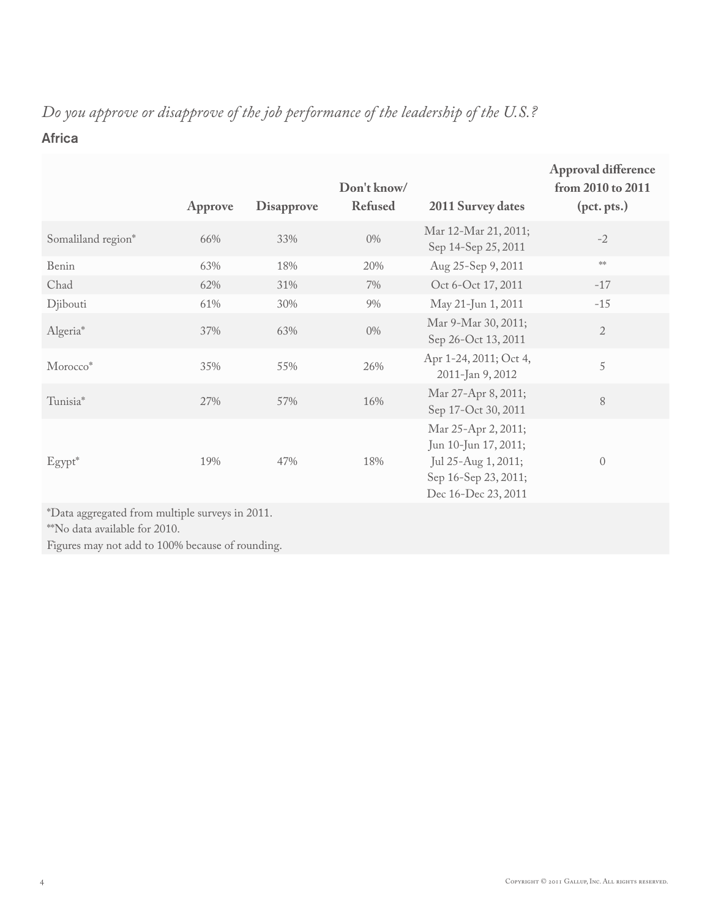*Do you approve or disapprove of the job performance of the leadership of the U.S.?*

**Africa**

| | Approve | Disapprove | Don't know/ Refused | 2011 Survey dates | Approval difference from 2010 to 2011 (pct. pts.) |
|---|---|---|---|---|---|
| Somaliland region* | 66% | 33% | 0% | Mar 12-Mar 21, 2011; Sep 14-Sep 25, 2011 | -2 |
| Benin | 63% | 18% | 20% | Aug 25-Sep 9, 2011 | ** |
| Chad | 62% | 31% | 7% | Oct 6-Oct 17, 2011 | -17 |
| Djibouti | 61% | 30% | 9% | May 21-Jun 1, 2011 | -15 |
| Algeria* | 37% | 63% | 0% | Mar 9-Mar 30, 2011; Sep 26-Oct 13, 2011 | 2 |
| Morocco* | 35% | 55% | 26% | Apr 1-24, 2011; Oct 4, 2011-Jan 9, 2012 | 5 |
| Tunisia* | 27% | 57% | 16% | Mar 27-Apr 8, 2011; Sep 17-Oct 30, 2011 | 8 |
| Egypt* | 19% | 47% | 18% | Mar 25-Apr 2, 2011; Jun 10-Jun 17, 2011; Jul 25-Aug 1, 2011; Sep 16-Sep 23, 2011; Dec 16-Dec 23, 2011 | 0 |

*Data aggregated from multiple surveys in 2011.
**No data available for 2010.
Figures may not add to 100% because of rounding.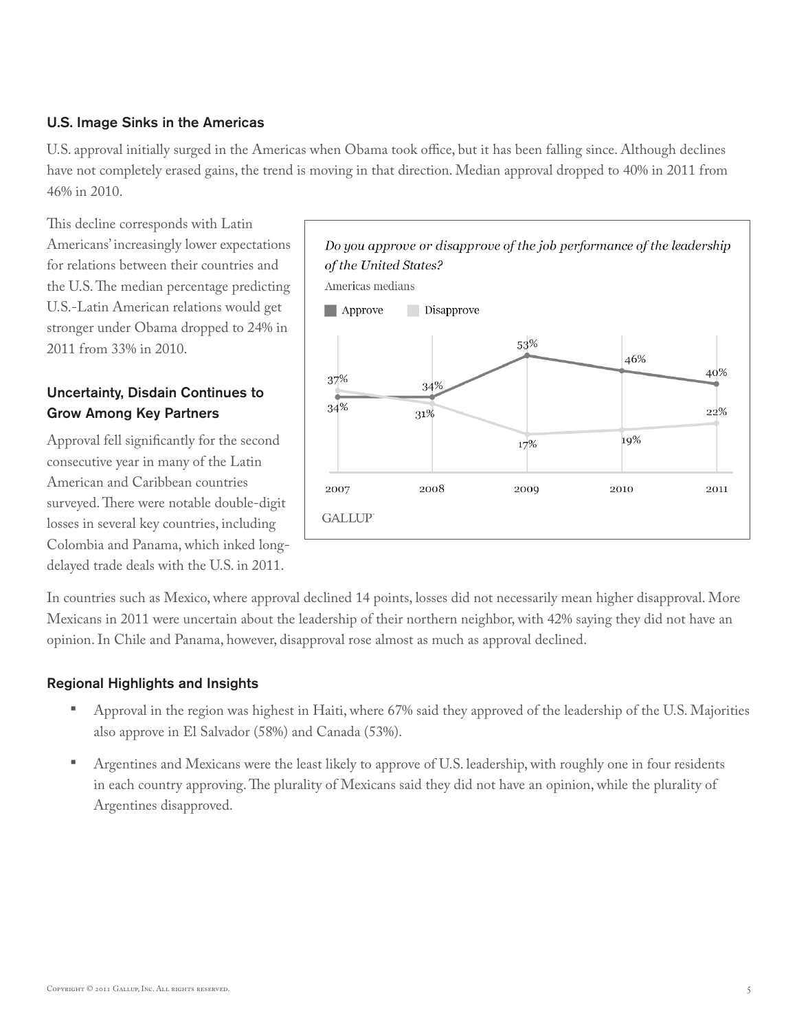### U.S. Image Sinks in the Americas

U.S. approval initially surged in the Americas when Obama took office, but it has been falling since. Although declines have not completely erased gains, the trend is moving in that direction. Median approval dropped to 40% in 2011 from 46% in 2010.

This decline corresponds with Latin Americans' increasingly lower expectations for relations between their countries and the U.S. The median percentage predicting U.S.-Latin American relations would get stronger under Obama dropped to 24% in 2011 from 33% in 2010.

*Do you approve or disapprove of the job performance of the leadership of the United States?*

Americas medians

| | 2007 | 2008 | 2009 | 2010 | 2011 |
|---|---|---|---|---|---|
| Approve | 34% | 34% | 53% | 46% | 40% |
| Disapprove | 37% | 31% | 17% | 19% | 22% |

GALLUP

### Uncertainty, Disdain Continues to Grow Among Key Partners

Approval fell significantly for the second consecutive year in many of the Latin American and Caribbean countries surveyed. There were notable double-digit losses in several key countries, including Colombia and Panama, which inked long-delayed trade deals with the U.S. in 2011.

In countries such as Mexico, where approval declined 14 points, losses did not necessarily mean higher disapproval. More Mexicans in 2011 were uncertain about the leadership of their northern neighbor, with 42% saying they did not have an opinion. In Chile and Panama, however, disapproval rose almost as much as approval declined.

### Regional Highlights and Insights

- Approval in the region was highest in Haiti, where 67% said they approved of the leadership of the U.S. Majorities also approve in El Salvador (58%) and Canada (53%).
- Argentines and Mexicans were the least likely to approve of U.S. leadership, with roughly one in four residents in each country approving. The plurality of Mexicans said they did not have an opinion, while the plurality of Argentines disapproved.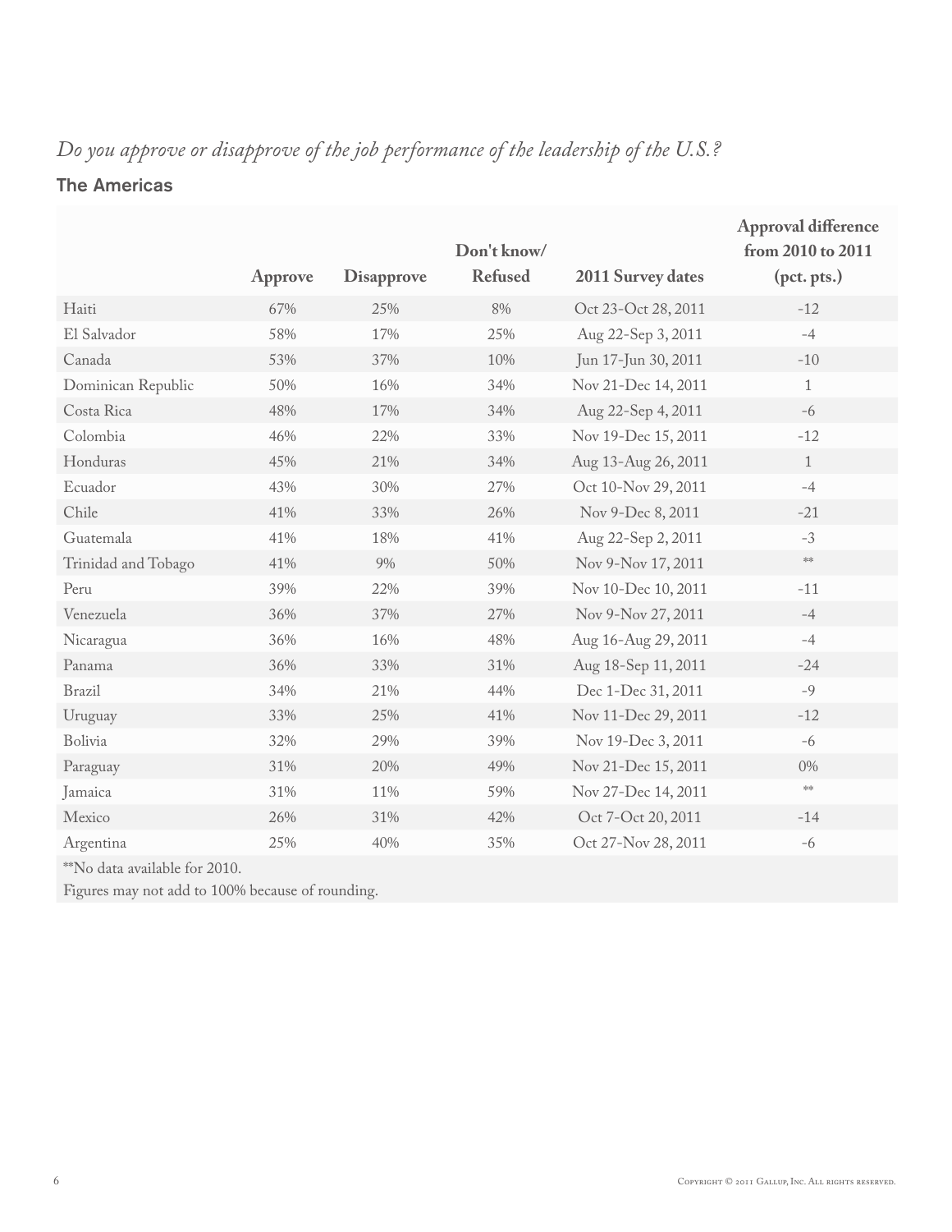*Do you approve or disapprove of the job performance of the leadership of the U.S.?*

## The Americas

| | Approve | Disapprove | Don't know/ Refused | 2011 Survey dates | Approval difference from 2010 to 2011 (pct. pts.) |
|---|---|---|---|---|---|
| Haiti | 67% | 25% | 8% | Oct 23-Oct 28, 2011 | -12 |
| El Salvador | 58% | 17% | 25% | Aug 22-Sep 3, 2011 | -4 |
| Canada | 53% | 37% | 10% | Jun 17-Jun 30, 2011 | -10 |
| Dominican Republic | 50% | 16% | 34% | Nov 21-Dec 14, 2011 | 1 |
| Costa Rica | 48% | 17% | 34% | Aug 22-Sep 4, 2011 | -6 |
| Colombia | 46% | 22% | 33% | Nov 19-Dec 15, 2011 | -12 |
| Honduras | 45% | 21% | 34% | Aug 13-Aug 26, 2011 | 1 |
| Ecuador | 43% | 30% | 27% | Oct 10-Nov 29, 2011 | -4 |
| Chile | 41% | 33% | 26% | Nov 9-Dec 8, 2011 | -21 |
| Guatemala | 41% | 18% | 41% | Aug 22-Sep 2, 2011 | -3 |
| Trinidad and Tobago | 41% | 9% | 50% | Nov 9-Nov 17, 2011 | ** |
| Peru | 39% | 22% | 39% | Nov 10-Dec 10, 2011 | -11 |
| Venezuela | 36% | 37% | 27% | Nov 9-Nov 27, 2011 | -4 |
| Nicaragua | 36% | 16% | 48% | Aug 16-Aug 29, 2011 | -4 |
| Panama | 36% | 33% | 31% | Aug 18-Sep 11, 2011 | -24 |
| Brazil | 34% | 21% | 44% | Dec 1-Dec 31, 2011 | -9 |
| Uruguay | 33% | 25% | 41% | Nov 11-Dec 29, 2011 | -12 |
| Bolivia | 32% | 29% | 39% | Nov 19-Dec 3, 2011 | -6 |
| Paraguay | 31% | 20% | 49% | Nov 21-Dec 15, 2011 | 0% |
| Jamaica | 31% | 11% | 59% | Nov 27-Dec 14, 2011 | ** |
| Mexico | 26% | 31% | 42% | Oct 7-Oct 20, 2011 | -14 |
| Argentina | 25% | 40% | 35% | Oct 27-Nov 28, 2011 | -6 |

**No data available for 2010.

Figures may not add to 100% because of rounding.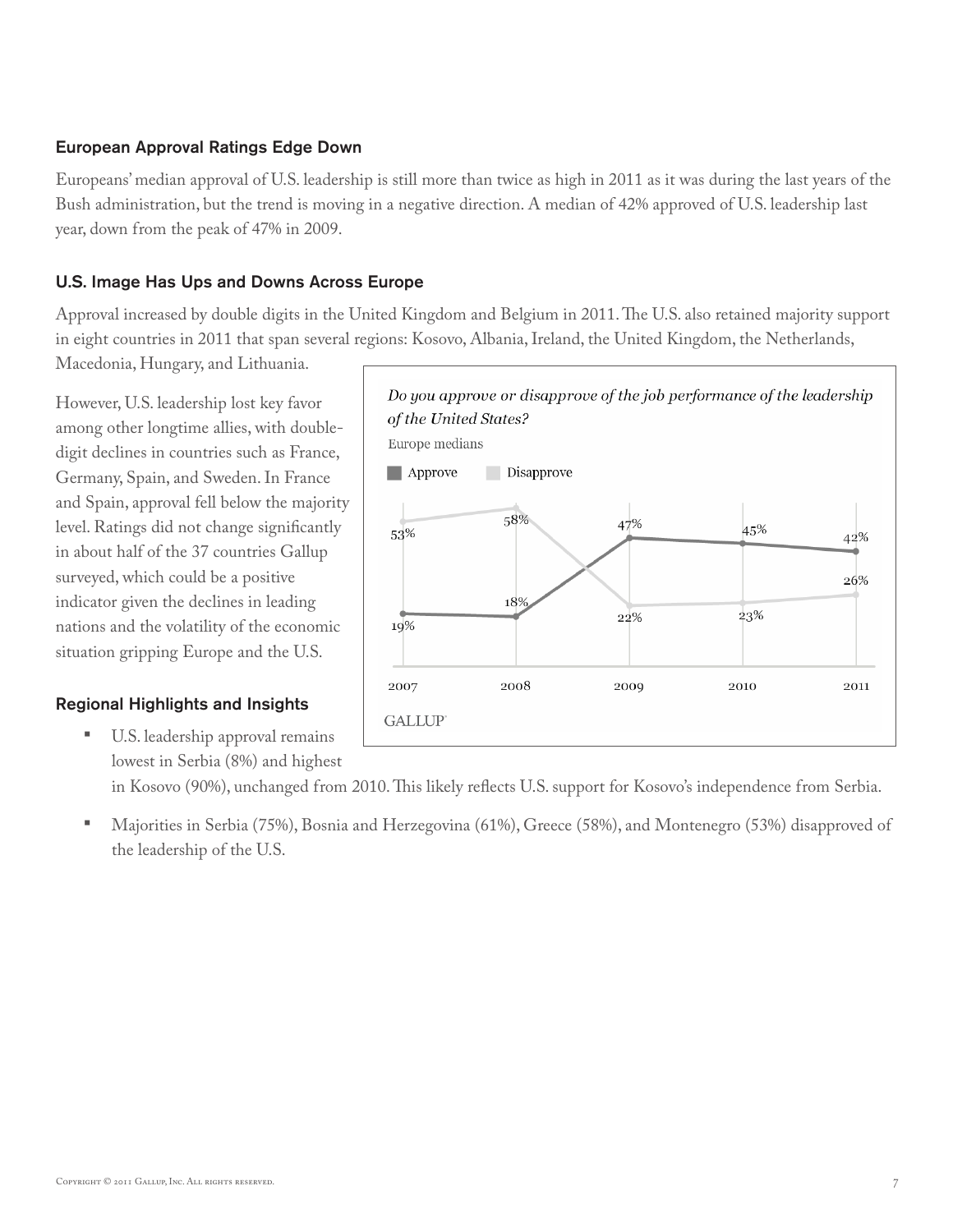### European Approval Ratings Edge Down

Europeans' median approval of U.S. leadership is still more than twice as high in 2011 as it was during the last years of the Bush administration, but the trend is moving in a negative direction. A median of 42% approved of U.S. leadership last year, down from the peak of 47% in 2009.

### U.S. Image Has Ups and Downs Across Europe

Approval increased by double digits in the United Kingdom and Belgium in 2011. The U.S. also retained majority support in eight countries in 2011 that span several regions: Kosovo, Albania, Ireland, the United Kingdom, the Netherlands, Macedonia, Hungary, and Lithuania.

However, U.S. leadership lost key favor among other longtime allies, with double-digit declines in countries such as France, Germany, Spain, and Sweden. In France and Spain, approval fell below the majority level. Ratings did not change significantly in about half of the 37 countries Gallup surveyed, which could be a positive indicator given the declines in leading nations and the volatility of the economic situation gripping Europe and the U.S.

*Do you approve or disapprove of the job performance of the leadership of the United States?*

Europe medians

| | 2007 | 2008 | 2009 | 2010 | 2011 |
|---|---|---|---|---|---|
| Approve | 19% | 18% | 47% | 45% | 42% |
| Disapprove | 53% | 58% | 22% | 23% | 26% |

GALLUP

### Regional Highlights and Insights

- U.S. leadership approval remains lowest in Serbia (8%) and highest in Kosovo (90%), unchanged from 2010. This likely reflects U.S. support for Kosovo's independence from Serbia.
- Majorities in Serbia (75%), Bosnia and Herzegovina (61%), Greece (58%), and Montenegro (53%) disapproved of the leadership of the U.S.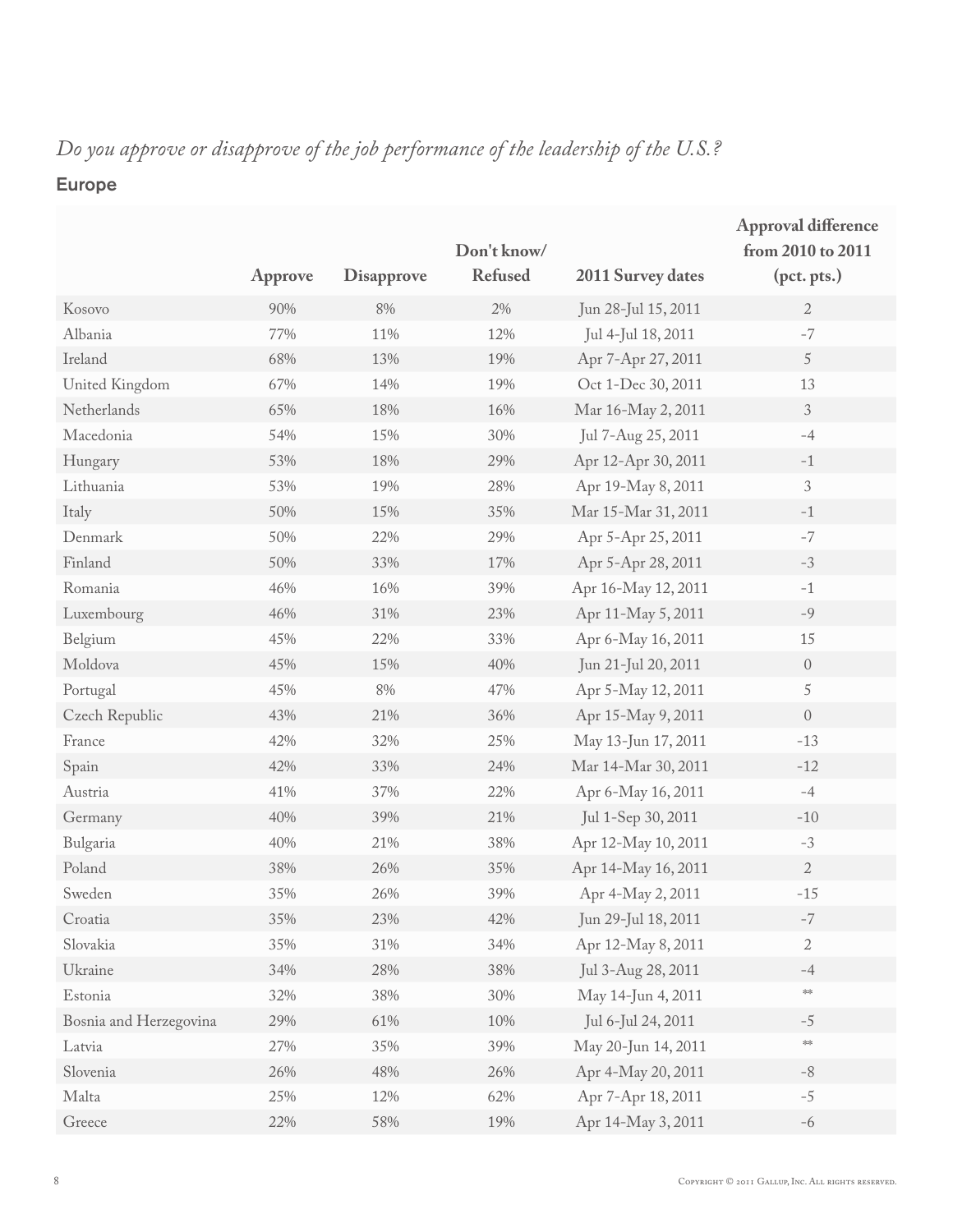*Do you approve or disapprove of the job performance of the leadership of the U.S.?*

## Europe

| | Approve | Disapprove | Don't know/ Refused | 2011 Survey dates | Approval difference from 2010 to 2011 (pct. pts.) |
|---|---|---|---|---|---|
| Kosovo | 90% | 8% | 2% | Jun 28-Jul 15, 2011 | 2 |
| Albania | 77% | 11% | 12% | Jul 4-Jul 18, 2011 | -7 |
| Ireland | 68% | 13% | 19% | Apr 7-Apr 27, 2011 | 5 |
| United Kingdom | 67% | 14% | 19% | Oct 1-Dec 30, 2011 | 13 |
| Netherlands | 65% | 18% | 16% | Mar 16-May 2, 2011 | 3 |
| Macedonia | 54% | 15% | 30% | Jul 7-Aug 25, 2011 | -4 |
| Hungary | 53% | 18% | 29% | Apr 12-Apr 30, 2011 | -1 |
| Lithuania | 53% | 19% | 28% | Apr 19-May 8, 2011 | 3 |
| Italy | 50% | 15% | 35% | Mar 15-Mar 31, 2011 | -1 |
| Denmark | 50% | 22% | 29% | Apr 5-Apr 25, 2011 | -7 |
| Finland | 50% | 33% | 17% | Apr 5-Apr 28, 2011 | -3 |
| Romania | 46% | 16% | 39% | Apr 16-May 12, 2011 | -1 |
| Luxembourg | 46% | 31% | 23% | Apr 11-May 5, 2011 | -9 |
| Belgium | 45% | 22% | 33% | Apr 6-May 16, 2011 | 15 |
| Moldova | 45% | 15% | 40% | Jun 21-Jul 20, 2011 | 0 |
| Portugal | 45% | 8% | 47% | Apr 5-May 12, 2011 | 5 |
| Czech Republic | 43% | 21% | 36% | Apr 15-May 9, 2011 | 0 |
| France | 42% | 32% | 25% | May 13-Jun 17, 2011 | -13 |
| Spain | 42% | 33% | 24% | Mar 14-Mar 30, 2011 | -12 |
| Austria | 41% | 37% | 22% | Apr 6-May 16, 2011 | -4 |
| Germany | 40% | 39% | 21% | Jul 1-Sep 30, 2011 | -10 |
| Bulgaria | 40% | 21% | 38% | Apr 12-May 10, 2011 | -3 |
| Poland | 38% | 26% | 35% | Apr 14-May 16, 2011 | 2 |
| Sweden | 35% | 26% | 39% | Apr 4-May 2, 2011 | -15 |
| Croatia | 35% | 23% | 42% | Jun 29-Jul 18, 2011 | -7 |
| Slovakia | 35% | 31% | 34% | Apr 12-May 8, 2011 | 2 |
| Ukraine | 34% | 28% | 38% | Jul 3-Aug 28, 2011 | -4 |
| Estonia | 32% | 38% | 30% | May 14-Jun 4, 2011 | ** |
| Bosnia and Herzegovina | 29% | 61% | 10% | Jul 6-Jul 24, 2011 | -5 |
| Latvia | 27% | 35% | 39% | May 20-Jun 14, 2011 | ** |
| Slovenia | 26% | 48% | 26% | Apr 4-May 20, 2011 | -8 |
| Malta | 25% | 12% | 62% | Apr 7-Apr 18, 2011 | -5 |
| Greece | 22% | 58% | 19% | Apr 14-May 3, 2011 | -6 |

Copyright © 2011 Gallup, Inc. All rights reserved.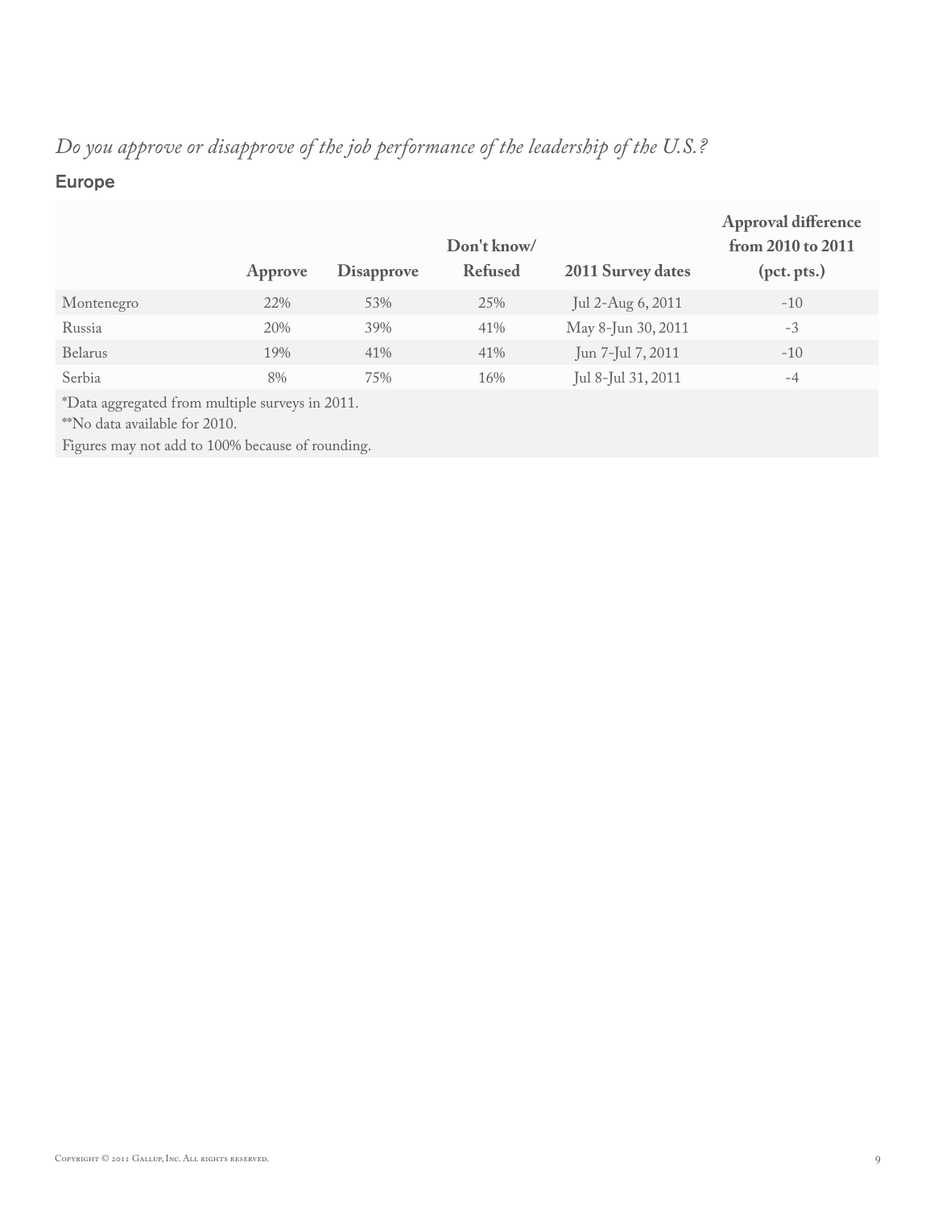*Do you approve or disapprove of the job performance of the leadership of the U.S.?*

## Europe

| | Approve | Disapprove | Don't know/ Refused | 2011 Survey dates | Approval difference from 2010 to 2011 (pct. pts.) |
|---|---|---|---|---|---|
| Montenegro | 22% | 53% | 25% | Jul 2-Aug 6, 2011 | -10 |
| Russia | 20% | 39% | 41% | May 8-Jun 30, 2011 | -3 |
| Belarus | 19% | 41% | 41% | Jun 7-Jul 7, 2011 | -10 |
| Serbia | 8% | 75% | 16% | Jul 8-Jul 31, 2011 | -4 |

*Data aggregated from multiple surveys in 2011.

**No data available for 2010.

Figures may not add to 100% because of rounding.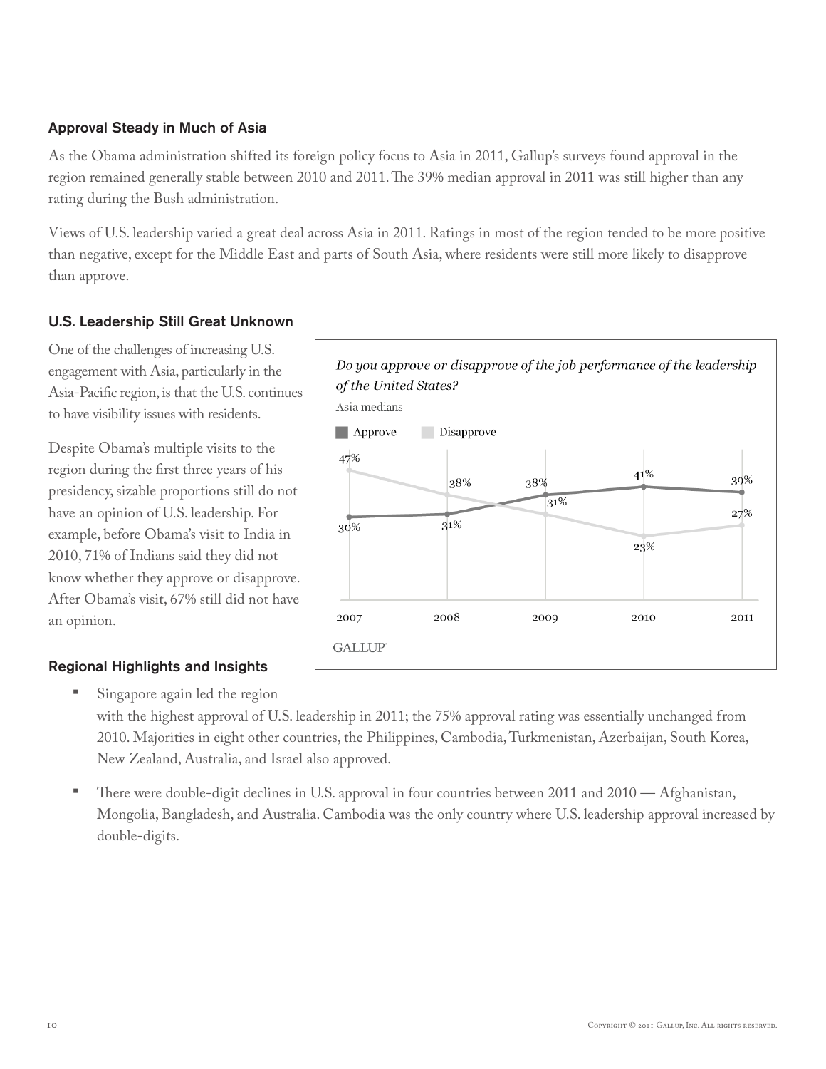### Approval Steady in Much of Asia

As the Obama administration shifted its foreign policy focus to Asia in 2011, Gallup's surveys found approval in the region remained generally stable between 2010 and 2011. The 39% median approval in 2011 was still higher than any rating during the Bush administration.

Views of U.S. leadership varied a great deal across Asia in 2011. Ratings in most of the region tended to be more positive than negative, except for the Middle East and parts of South Asia, where residents were still more likely to disapprove than approve.

### U.S. Leadership Still Great Unknown

One of the challenges of increasing U.S. engagement with Asia, particularly in the Asia-Pacific region, is that the U.S. continues to have visibility issues with residents.

Despite Obama's multiple visits to the region during the first three years of his presidency, sizable proportions still do not have an opinion of U.S. leadership. For example, before Obama's visit to India in 2010, 71% of Indians said they did not know whether they approve or disapprove. After Obama's visit, 67% still did not have an opinion.

*Do you approve or disapprove of the job performance of the leadership of the United States?*

Asia medians

| | 2007 | 2008 | 2009 | 2010 | 2011 |
|---|---|---|---|---|---|
| Approve | 30% | 31% | 38% | 41% | 39% |
| Disapprove | 47% | 38% | 31% | 23% | 27% |

GALLUP

### Regional Highlights and Insights

- Singapore again led the region with the highest approval of U.S. leadership in 2011; the 75% approval rating was essentially unchanged from 2010. Majorities in eight other countries, the Philippines, Cambodia, Turkmenistan, Azerbaijan, South Korea, New Zealand, Australia, and Israel also approved.
- There were double-digit declines in U.S. approval in four countries between 2011 and 2010 — Afghanistan, Mongolia, Bangladesh, and Australia. Cambodia was the only country where U.S. leadership approval increased by double-digits.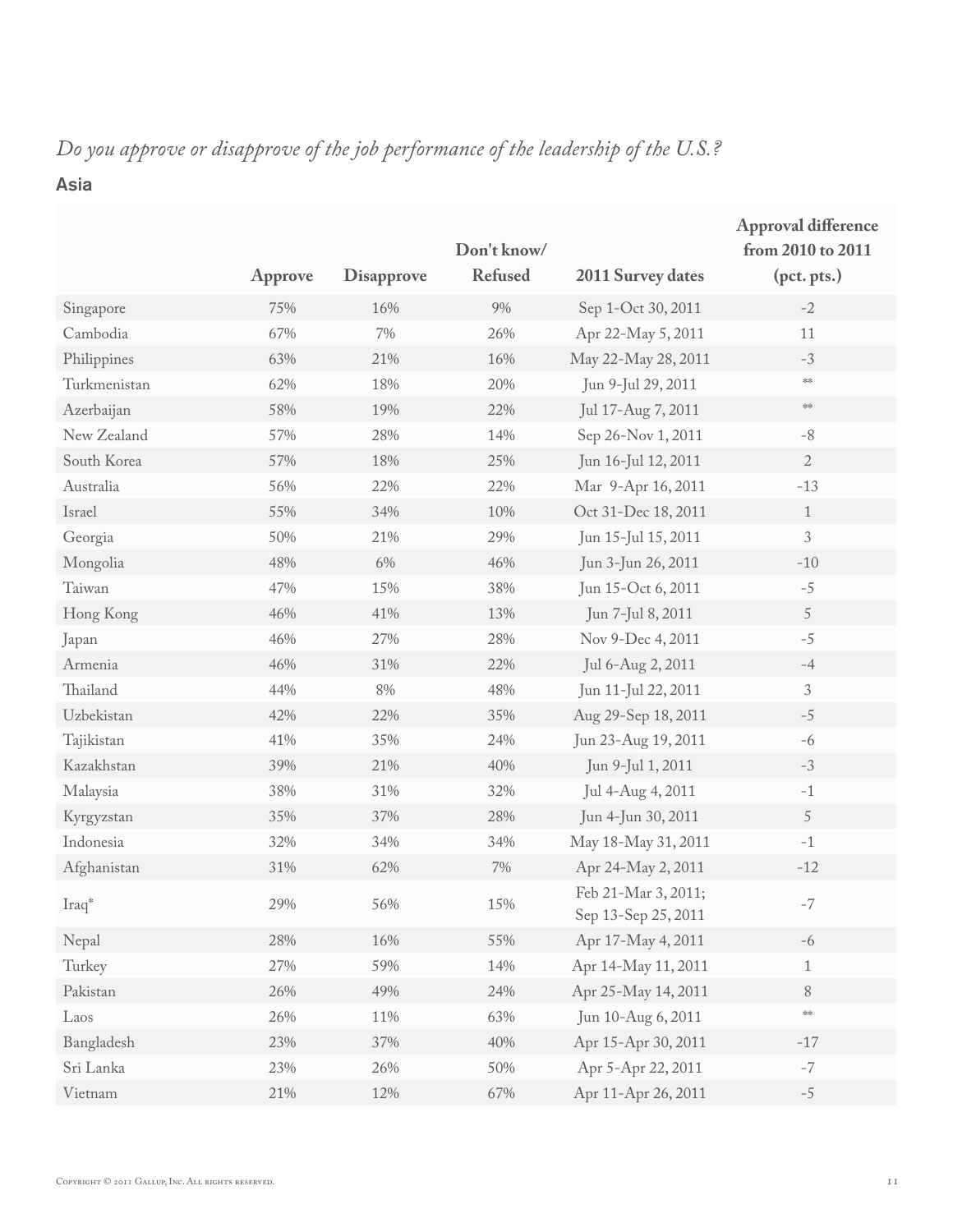*Do you approve or disapprove of the job performance of the leadership of the U.S.?*

**Asia**

| | Approve | Disapprove | Don't know/ Refused | 2011 Survey dates | Approval difference from 2010 to 2011 (pct. pts.) |
|---|---|---|---|---|---|
| Singapore | 75% | 16% | 9% | Sep 1-Oct 30, 2011 | -2 |
| Cambodia | 67% | 7% | 26% | Apr 22-May 5, 2011 | 11 |
| Philippines | 63% | 21% | 16% | May 22-May 28, 2011 | -3 |
| Turkmenistan | 62% | 18% | 20% | Jun 9-Jul 29, 2011 | ** |
| Azerbaijan | 58% | 19% | 22% | Jul 17-Aug 7, 2011 | ** |
| New Zealand | 57% | 28% | 14% | Sep 26-Nov 1, 2011 | -8 |
| South Korea | 57% | 18% | 25% | Jun 16-Jul 12, 2011 | 2 |
| Australia | 56% | 22% | 22% | Mar 9-Apr 16, 2011 | -13 |
| Israel | 55% | 34% | 10% | Oct 31-Dec 18, 2011 | 1 |
| Georgia | 50% | 21% | 29% | Jun 15-Jul 15, 2011 | 3 |
| Mongolia | 48% | 6% | 46% | Jun 3-Jun 26, 2011 | -10 |
| Taiwan | 47% | 15% | 38% | Jun 15-Oct 6, 2011 | -5 |
| Hong Kong | 46% | 41% | 13% | Jun 7-Jul 8, 2011 | 5 |
| Japan | 46% | 27% | 28% | Nov 9-Dec 4, 2011 | -5 |
| Armenia | 46% | 31% | 22% | Jul 6-Aug 2, 2011 | -4 |
| Thailand | 44% | 8% | 48% | Jun 11-Jul 22, 2011 | 3 |
| Uzbekistan | 42% | 22% | 35% | Aug 29-Sep 18, 2011 | -5 |
| Tajikistan | 41% | 35% | 24% | Jun 23-Aug 19, 2011 | -6 |
| Kazakhstan | 39% | 21% | 40% | Jun 9-Jul 1, 2011 | -3 |
| Malaysia | 38% | 31% | 32% | Jul 4-Aug 4, 2011 | -1 |
| Kyrgyzstan | 35% | 37% | 28% | Jun 4-Jun 30, 2011 | 5 |
| Indonesia | 32% | 34% | 34% | May 18-May 31, 2011 | -1 |
| Afghanistan | 31% | 62% | 7% | Apr 24-May 2, 2011 | -12 |
| Iraq* | 29% | 56% | 15% | Feb 21-Mar 3, 2011; Sep 13-Sep 25, 2011 | -7 |
| Nepal | 28% | 16% | 55% | Apr 17-May 4, 2011 | -6 |
| Turkey | 27% | 59% | 14% | Apr 14-May 11, 2011 | 1 |
| Pakistan | 26% | 49% | 24% | Apr 25-May 14, 2011 | 8 |
| Laos | 26% | 11% | 63% | Jun 10-Aug 6, 2011 | ** |
| Bangladesh | 23% | 37% | 40% | Apr 15-Apr 30, 2011 | -17 |
| Sri Lanka | 23% | 26% | 50% | Apr 5-Apr 22, 2011 | -7 |
| Vietnam | 21% | 12% | 67% | Apr 11-Apr 26, 2011 | -5 |

Copyright © 2011 Gallup, Inc. All rights reserved.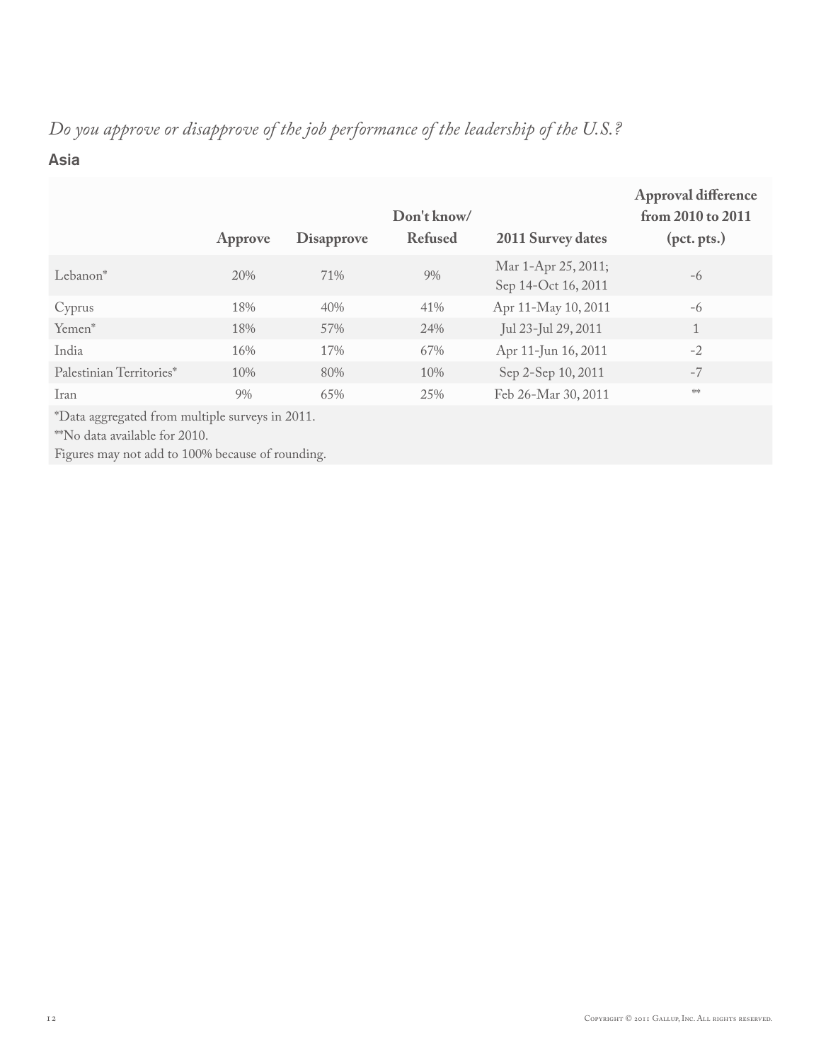*Do you approve or disapprove of the job performance of the leadership of the U.S.?*

## Asia

| | Approve | Disapprove | Don't know/ Refused | 2011 Survey dates | Approval difference from 2010 to 2011 (pct. pts.) |
|---|---|---|---|---|---|
| Lebanon* | 20% | 71% | 9% | Mar 1-Apr 25, 2011; Sep 14-Oct 16, 2011 | -6 |
| Cyprus | 18% | 40% | 41% | Apr 11-May 10, 2011 | -6 |
| Yemen* | 18% | 57% | 24% | Jul 23-Jul 29, 2011 | 1 |
| India | 16% | 17% | 67% | Apr 11-Jun 16, 2011 | -2 |
| Palestinian Territories* | 10% | 80% | 10% | Sep 2-Sep 10, 2011 | -7 |
| Iran | 9% | 65% | 25% | Feb 26-Mar 30, 2011 | ** |

*Data aggregated from multiple surveys in 2011.

**No data available for 2010.

Figures may not add to 100% because of rounding.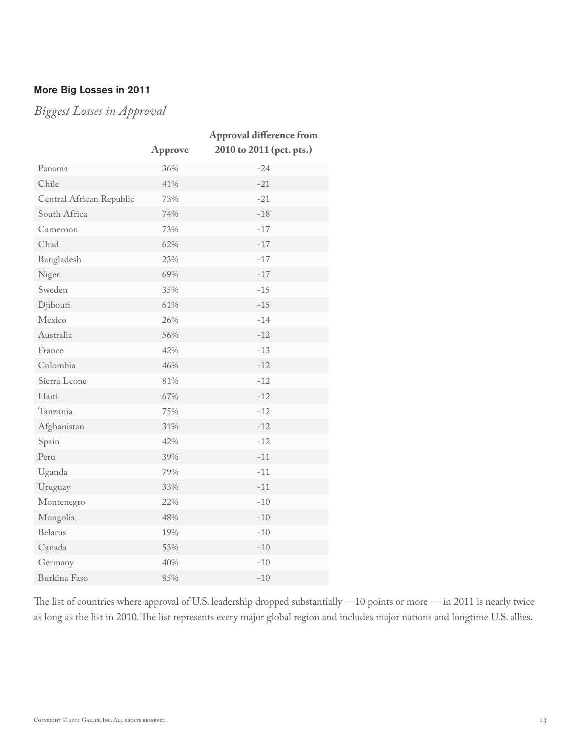## More Big Losses in 2011

*Biggest Losses in Approval*

| | Approve | Approval difference from 2010 to 2011 (pct. pts.) |
|---|---|---|
| Panama | 36% | -24 |
| Chile | 41% | -21 |
| Central African Republic | 73% | -21 |
| South Africa | 74% | -18 |
| Cameroon | 73% | -17 |
| Chad | 62% | -17 |
| Bangladesh | 23% | -17 |
| Niger | 69% | -17 |
| Sweden | 35% | -15 |
| Djibouti | 61% | -15 |
| Mexico | 26% | -14 |
| Australia | 56% | -12 |
| France | 42% | -13 |
| Colombia | 46% | -12 |
| Sierra Leone | 81% | -12 |
| Haiti | 67% | -12 |
| Tanzania | 75% | -12 |
| Afghanistan | 31% | -12 |
| Spain | 42% | -12 |
| Peru | 39% | -11 |
| Uganda | 79% | -11 |
| Uruguay | 33% | -11 |
| Montenegro | 22% | -10 |
| Mongolia | 48% | -10 |
| Belarus | 19% | -10 |
| Canada | 53% | -10 |
| Germany | 40% | -10 |
| Burkina Faso | 85% | -10 |

The list of countries where approval of U.S. leadership dropped substantially —10 points or more — in 2011 is nearly twice as long as the list in 2010. The list represents every major global region and includes major nations and longtime U.S. allies.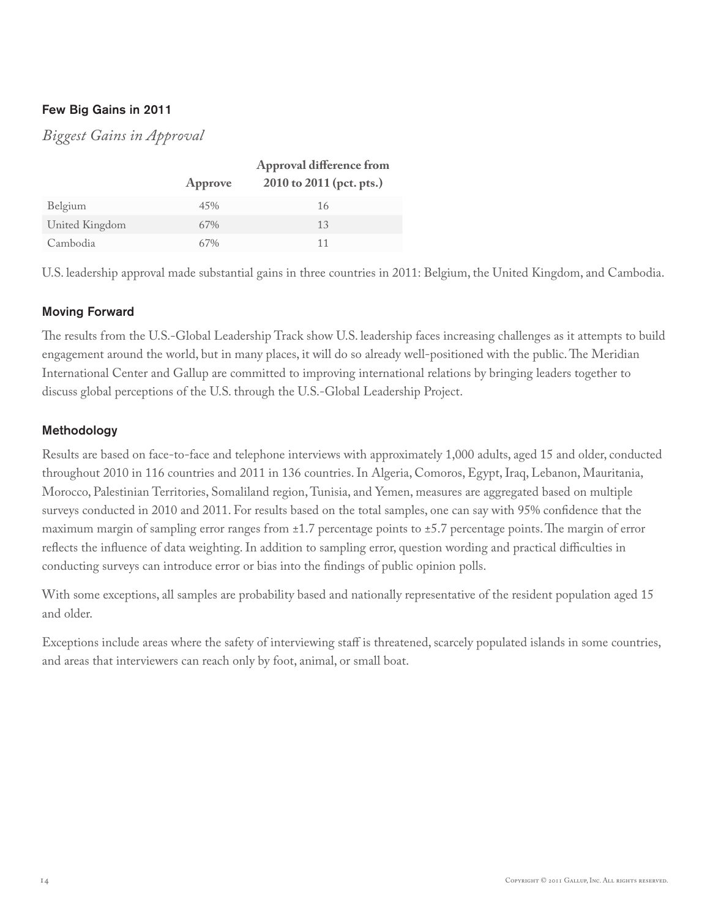## Few Big Gains in 2011

*Biggest Gains in Approval*

| | Approve | Approval difference from 2010 to 2011 (pct. pts.) |
|---|---|---|
| Belgium | 45% | 16 |
| United Kingdom | 67% | 13 |
| Cambodia | 67% | 11 |

U.S. leadership approval made substantial gains in three countries in 2011: Belgium, the United Kingdom, and Cambodia.

## Moving Forward

The results from the U.S.-Global Leadership Track show U.S. leadership faces increasing challenges as it attempts to build engagement around the world, but in many places, it will do so already well-positioned with the public. The Meridian International Center and Gallup are committed to improving international relations by bringing leaders together to discuss global perceptions of the U.S. through the U.S.-Global Leadership Project.

## Methodology

Results are based on face-to-face and telephone interviews with approximately 1,000 adults, aged 15 and older, conducted throughout 2010 in 116 countries and 2011 in 136 countries. In Algeria, Comoros, Egypt, Iraq, Lebanon, Mauritania, Morocco, Palestinian Territories, Somaliland region, Tunisia, and Yemen, measures are aggregated based on multiple surveys conducted in 2010 and 2011. For results based on the total samples, one can say with 95% confidence that the maximum margin of sampling error ranges from ±1.7 percentage points to ±5.7 percentage points. The margin of error reflects the influence of data weighting. In addition to sampling error, question wording and practical difficulties in conducting surveys can introduce error or bias into the findings of public opinion polls.

With some exceptions, all samples are probability based and nationally representative of the resident population aged 15 and older.

Exceptions include areas where the safety of interviewing staff is threatened, scarcely populated islands in some countries, and areas that interviewers can reach only by foot, animal, or small boat.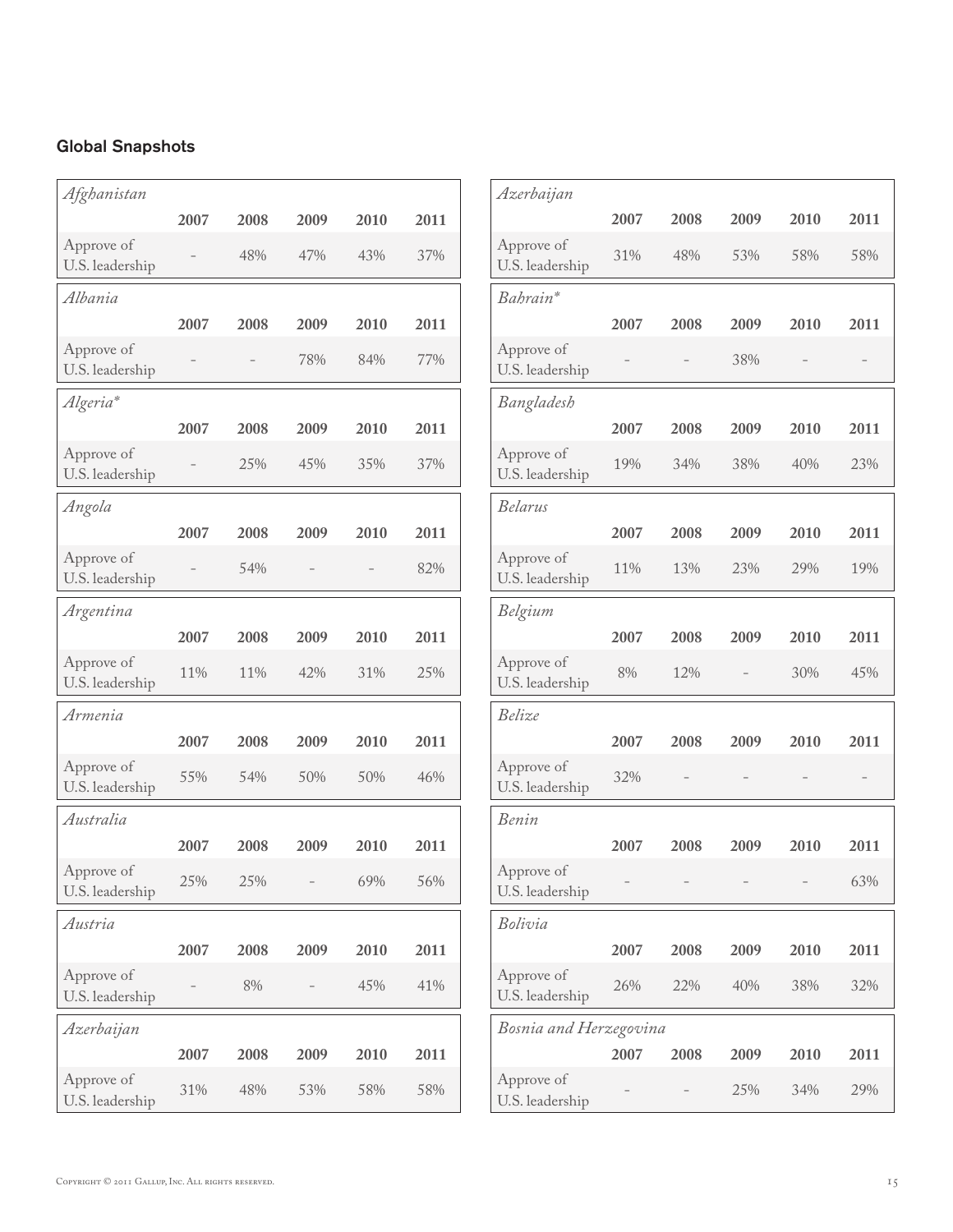## Global Snapshots

*Afghanistan*

| | 2007 | 2008 | 2009 | 2010 | 2011 |
|---|---|---|---|---|---|
| Approve of U.S. leadership | – | 48% | 47% | 43% | 37% |

*Albania*

| | 2007 | 2008 | 2009 | 2010 | 2011 |
|---|---|---|---|---|---|
| Approve of U.S. leadership | – | – | 78% | 84% | 77% |

*Algeria**

| | 2007 | 2008 | 2009 | 2010 | 2011 |
|---|---|---|---|---|---|
| Approve of U.S. leadership | – | 25% | 45% | 35% | 37% |

*Angola*

| | 2007 | 2008 | 2009 | 2010 | 2011 |
|---|---|---|---|---|---|
| Approve of U.S. leadership | – | 54% | – | – | 82% |

*Argentina*

| | 2007 | 2008 | 2009 | 2010 | 2011 |
|---|---|---|---|---|---|
| Approve of U.S. leadership | 11% | 11% | 42% | 31% | 25% |

*Armenia*

| | 2007 | 2008 | 2009 | 2010 | 2011 |
|---|---|---|---|---|---|
| Approve of U.S. leadership | 55% | 54% | 50% | 50% | 46% |

*Australia*

| | 2007 | 2008 | 2009 | 2010 | 2011 |
|---|---|---|---|---|---|
| Approve of U.S. leadership | 25% | 25% | – | 69% | 56% |

*Austria*

| | 2007 | 2008 | 2009 | 2010 | 2011 |
|---|---|---|---|---|---|
| Approve of U.S. leadership | – | 8% | – | 45% | 41% |

*Azerbaijan*

| | 2007 | 2008 | 2009 | 2010 | 2011 |
|---|---|---|---|---|---|
| Approve of U.S. leadership | 31% | 48% | 53% | 58% | 58% |

*Azerbaijan*

| | 2007 | 2008 | 2009 | 2010 | 2011 |
|---|---|---|---|---|---|
| Approve of U.S. leadership | 31% | 48% | 53% | 58% | 58% |

*Bahrain**

| | 2007 | 2008 | 2009 | 2010 | 2011 |
|---|---|---|---|---|---|
| Approve of U.S. leadership | – | – | 38% | – | – |

*Bangladesh*

| | 2007 | 2008 | 2009 | 2010 | 2011 |
|---|---|---|---|---|---|
| Approve of U.S. leadership | 19% | 34% | 38% | 40% | 23% |

*Belarus*

| | 2007 | 2008 | 2009 | 2010 | 2011 |
|---|---|---|---|---|---|
| Approve of U.S. leadership | 11% | 13% | 23% | 29% | 19% |

*Belgium*

| | 2007 | 2008 | 2009 | 2010 | 2011 |
|---|---|---|---|---|---|
| Approve of U.S. leadership | 8% | 12% | – | 30% | 45% |

*Belize*

| | 2007 | 2008 | 2009 | 2010 | 2011 |
|---|---|---|---|---|---|
| Approve of U.S. leadership | 32% | – | – | – | – |

*Benin*

| | 2007 | 2008 | 2009 | 2010 | 2011 |
|---|---|---|---|---|---|
| Approve of U.S. leadership | – | – | – | – | 63% |

*Bolivia*

| | 2007 | 2008 | 2009 | 2010 | 2011 |
|---|---|---|---|---|---|
| Approve of U.S. leadership | 26% | 22% | 40% | 38% | 32% |

*Bosnia and Herzegovina*

| | 2007 | 2008 | 2009 | 2010 | 2011 |
|---|---|---|---|---|---|
| Approve of U.S. leadership | – | – | 25% | 34% | 29% |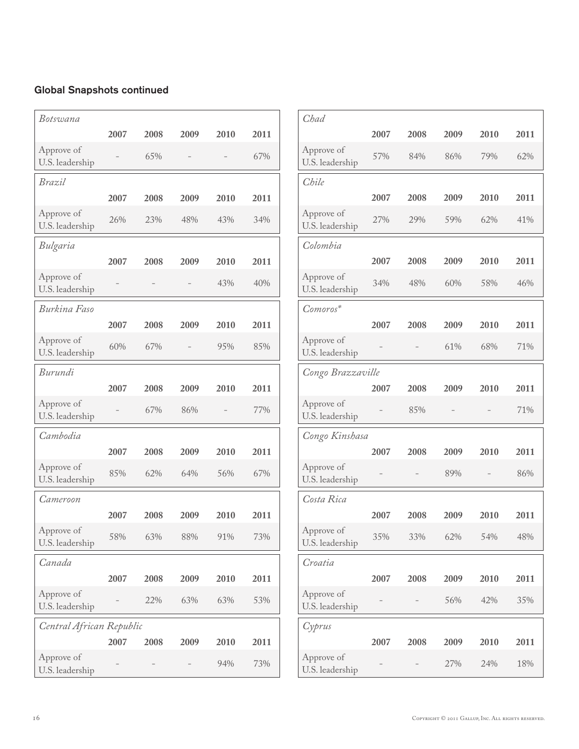## Global Snapshots continued

| *Botswana* | 2007 | 2008 | 2009 | 2010 | 2011 |
|---|---|---|---|---|---|
| Approve of U.S. leadership | – | 65% | – | – | 67% |

| *Brazil* | 2007 | 2008 | 2009 | 2010 | 2011 |
|---|---|---|---|---|---|
| Approve of U.S. leadership | 26% | 23% | 48% | 43% | 34% |

| *Bulgaria* | 2007 | 2008 | 2009 | 2010 | 2011 |
|---|---|---|---|---|---|
| Approve of U.S. leadership | – | – | – | 43% | 40% |

| *Burkina Faso* | 2007 | 2008 | 2009 | 2010 | 2011 |
|---|---|---|---|---|---|
| Approve of U.S. leadership | 60% | 67% | – | 95% | 85% |

| *Burundi* | 2007 | 2008 | 2009 | 2010 | 2011 |
|---|---|---|---|---|---|
| Approve of U.S. leadership | – | 67% | 86% | – | 77% |

| *Cambodia* | 2007 | 2008 | 2009 | 2010 | 2011 |
|---|---|---|---|---|---|
| Approve of U.S. leadership | 85% | 62% | 64% | 56% | 67% |

| *Cameroon* | 2007 | 2008 | 2009 | 2010 | 2011 |
|---|---|---|---|---|---|
| Approve of U.S. leadership | 58% | 63% | 88% | 91% | 73% |

| *Canada* | 2007 | 2008 | 2009 | 2010 | 2011 |
|---|---|---|---|---|---|
| Approve of U.S. leadership | – | 22% | 63% | 63% | 53% |

| *Central African Republic* | 2007 | 2008 | 2009 | 2010 | 2011 |
|---|---|---|---|---|---|
| Approve of U.S. leadership | – | – | – | 94% | 73% |

| *Chad* | 2007 | 2008 | 2009 | 2010 | 2011 |
|---|---|---|---|---|---|
| Approve of U.S. leadership | 57% | 84% | 86% | 79% | 62% |

| *Chile* | 2007 | 2008 | 2009 | 2010 | 2011 |
|---|---|---|---|---|---|
| Approve of U.S. leadership | 27% | 29% | 59% | 62% | 41% |

| *Colombia* | 2007 | 2008 | 2009 | 2010 | 2011 |
|---|---|---|---|---|---|
| Approve of U.S. leadership | 34% | 48% | 60% | 58% | 46% |

| *Comoros** | 2007 | 2008 | 2009 | 2010 | 2011 |
|---|---|---|---|---|---|
| Approve of U.S. leadership | – | – | 61% | 68% | 71% |

| *Congo Brazzaville* | 2007 | 2008 | 2009 | 2010 | 2011 |
|---|---|---|---|---|---|
| Approve of U.S. leadership | – | 85% | – | – | 71% |

| *Congo Kinshasa* | 2007 | 2008 | 2009 | 2010 | 2011 |
|---|---|---|---|---|---|
| Approve of U.S. leadership | – | – | 89% | – | 86% |

| *Costa Rica* | 2007 | 2008 | 2009 | 2010 | 2011 |
|---|---|---|---|---|---|
| Approve of U.S. leadership | 35% | 33% | 62% | 54% | 48% |

| *Croatia* | 2007 | 2008 | 2009 | 2010 | 2011 |
|---|---|---|---|---|---|
| Approve of U.S. leadership | – | – | 56% | 42% | 35% |

| *Cyprus* | 2007 | 2008 | 2009 | 2010 | 2011 |
|---|---|---|---|---|---|
| Approve of U.S. leadership | – | – | 27% | 24% | 18% |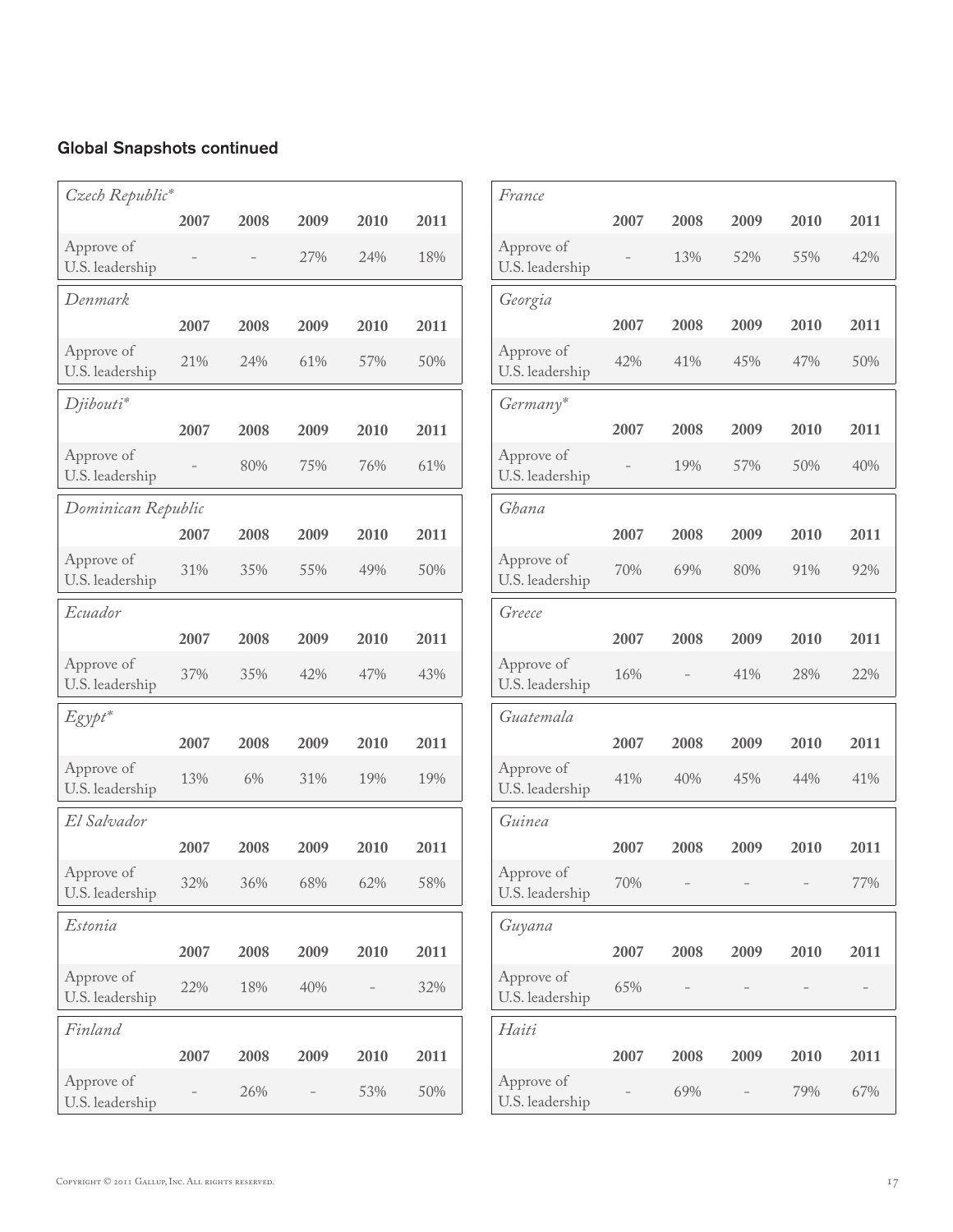## Global Snapshots continued

| *Czech Republic** | 2007 | 2008 | 2009 | 2010 | 2011 |
|---|---|---|---|---|---|
| Approve of U.S. leadership | – | – | 27% | 24% | 18% |

| *Denmark* | 2007 | 2008 | 2009 | 2010 | 2011 |
|---|---|---|---|---|---|
| Approve of U.S. leadership | 21% | 24% | 61% | 57% | 50% |

| *Djibouti** | 2007 | 2008 | 2009 | 2010 | 2011 |
|---|---|---|---|---|---|
| Approve of U.S. leadership | – | 80% | 75% | 76% | 61% |

| *Dominican Republic* | 2007 | 2008 | 2009 | 2010 | 2011 |
|---|---|---|---|---|---|
| Approve of U.S. leadership | 31% | 35% | 55% | 49% | 50% |

| *Ecuador* | 2007 | 2008 | 2009 | 2010 | 2011 |
|---|---|---|---|---|---|
| Approve of U.S. leadership | 37% | 35% | 42% | 47% | 43% |

| *Egypt** | 2007 | 2008 | 2009 | 2010 | 2011 |
|---|---|---|---|---|---|
| Approve of U.S. leadership | 13% | 6% | 31% | 19% | 19% |

| *El Salvador* | 2007 | 2008 | 2009 | 2010 | 2011 |
|---|---|---|---|---|---|
| Approve of U.S. leadership | 32% | 36% | 68% | 62% | 58% |

| *Estonia* | 2007 | 2008 | 2009 | 2010 | 2011 |
|---|---|---|---|---|---|
| Approve of U.S. leadership | 22% | 18% | 40% | – | 32% |

| *Finland* | 2007 | 2008 | 2009 | 2010 | 2011 |
|---|---|---|---|---|---|
| Approve of U.S. leadership | – | 26% | – | 53% | 50% |

| *France* | 2007 | 2008 | 2009 | 2010 | 2011 |
|---|---|---|---|---|---|
| Approve of U.S. leadership | – | 13% | 52% | 55% | 42% |

| *Georgia* | 2007 | 2008 | 2009 | 2010 | 2011 |
|---|---|---|---|---|---|
| Approve of U.S. leadership | 42% | 41% | 45% | 47% | 50% |

| *Germany** | 2007 | 2008 | 2009 | 2010 | 2011 |
|---|---|---|---|---|---|
| Approve of U.S. leadership | – | 19% | 57% | 50% | 40% |

| *Ghana* | 2007 | 2008 | 2009 | 2010 | 2011 |
|---|---|---|---|---|---|
| Approve of U.S. leadership | 70% | 69% | 80% | 91% | 92% |

| *Greece* | 2007 | 2008 | 2009 | 2010 | 2011 |
|---|---|---|---|---|---|
| Approve of U.S. leadership | 16% | – | 41% | 28% | 22% |

| *Guatemala* | 2007 | 2008 | 2009 | 2010 | 2011 |
|---|---|---|---|---|---|
| Approve of U.S. leadership | 41% | 40% | 45% | 44% | 41% |

| *Guinea* | 2007 | 2008 | 2009 | 2010 | 2011 |
|---|---|---|---|---|---|
| Approve of U.S. leadership | 70% | – | – | – | 77% |

| *Guyana* | 2007 | 2008 | 2009 | 2010 | 2011 |
|---|---|---|---|---|---|
| Approve of U.S. leadership | 65% | – | – | – | – |

| *Haiti* | 2007 | 2008 | 2009 | 2010 | 2011 |
|---|---|---|---|---|---|
| Approve of U.S. leadership | – | 69% | – | 79% | 67% |

Copyright © 2011 Gallup, Inc. All rights reserved.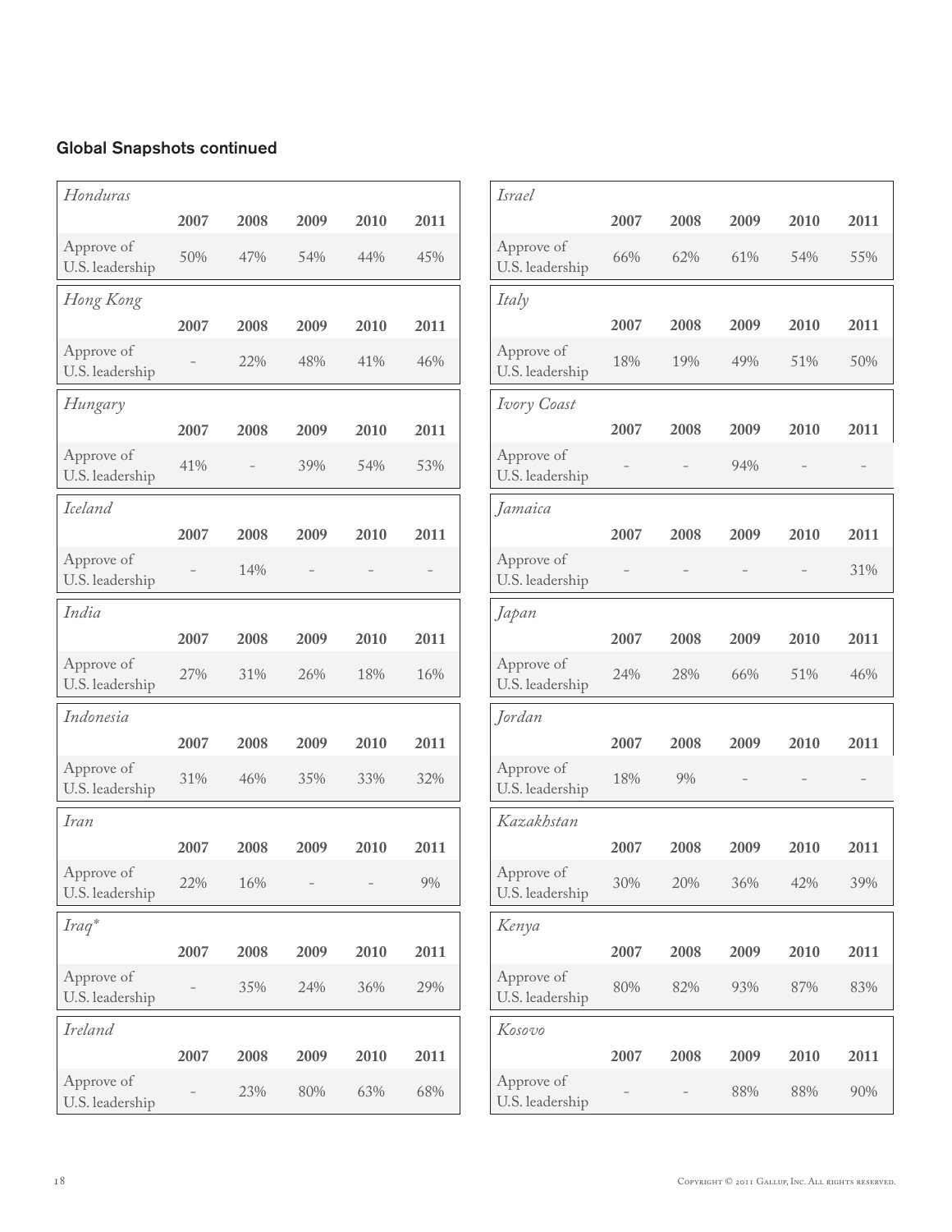## Global Snapshots continued

| *Honduras* | 2007 | 2008 | 2009 | 2010 | 2011 |
|---|---|---|---|---|---|
| Approve of U.S. leadership | 50% | 47% | 54% | 44% | 45% |

| *Hong Kong* | 2007 | 2008 | 2009 | 2010 | 2011 |
|---|---|---|---|---|---|
| Approve of U.S. leadership | – | 22% | 48% | 41% | 46% |

| *Hungary* | 2007 | 2008 | 2009 | 2010 | 2011 |
|---|---|---|---|---|---|
| Approve of U.S. leadership | 41% | – | 39% | 54% | 53% |

| *Iceland* | 2007 | 2008 | 2009 | 2010 | 2011 |
|---|---|---|---|---|---|
| Approve of U.S. leadership | – | 14% | – | – | – |

| *India* | 2007 | 2008 | 2009 | 2010 | 2011 |
|---|---|---|---|---|---|
| Approve of U.S. leadership | 27% | 31% | 26% | 18% | 16% |

| *Indonesia* | 2007 | 2008 | 2009 | 2010 | 2011 |
|---|---|---|---|---|---|
| Approve of U.S. leadership | 31% | 46% | 35% | 33% | 32% |

| *Iran* | 2007 | 2008 | 2009 | 2010 | 2011 |
|---|---|---|---|---|---|
| Approve of U.S. leadership | 22% | 16% | – | – | 9% |

| *Iraq** | 2007 | 2008 | 2009 | 2010 | 2011 |
|---|---|---|---|---|---|
| Approve of U.S. leadership | – | 35% | 24% | 36% | 29% |

| *Ireland* | 2007 | 2008 | 2009 | 2010 | 2011 |
|---|---|---|---|---|---|
| Approve of U.S. leadership | – | 23% | 80% | 63% | 68% |

| *Israel* | 2007 | 2008 | 2009 | 2010 | 2011 |
|---|---|---|---|---|---|
| Approve of U.S. leadership | 66% | 62% | 61% | 54% | 55% |

| *Italy* | 2007 | 2008 | 2009 | 2010 | 2011 |
|---|---|---|---|---|---|
| Approve of U.S. leadership | 18% | 19% | 49% | 51% | 50% |

| *Ivory Coast* | 2007 | 2008 | 2009 | 2010 | 2011 |
|---|---|---|---|---|---|
| Approve of U.S. leadership | – | – | 94% | – | – |

| *Jamaica* | 2007 | 2008 | 2009 | 2010 | 2011 |
|---|---|---|---|---|---|
| Approve of U.S. leadership | – | – | – | – | 31% |

| *Japan* | 2007 | 2008 | 2009 | 2010 | 2011 |
|---|---|---|---|---|---|
| Approve of U.S. leadership | 24% | 28% | 66% | 51% | 46% |

| *Jordan* | 2007 | 2008 | 2009 | 2010 | 2011 |
|---|---|---|---|---|---|
| Approve of U.S. leadership | 18% | 9% | – | – | – |

| *Kazakhstan* | 2007 | 2008 | 2009 | 2010 | 2011 |
|---|---|---|---|---|---|
| Approve of U.S. leadership | 30% | 20% | 36% | 42% | 39% |

| *Kenya* | 2007 | 2008 | 2009 | 2010 | 2011 |
|---|---|---|---|---|---|
| Approve of U.S. leadership | 80% | 82% | 93% | 87% | 83% |

| *Kosovo* | 2007 | 2008 | 2009 | 2010 | 2011 |
|---|---|---|---|---|---|
| Approve of U.S. leadership | – | – | 88% | 88% | 90% |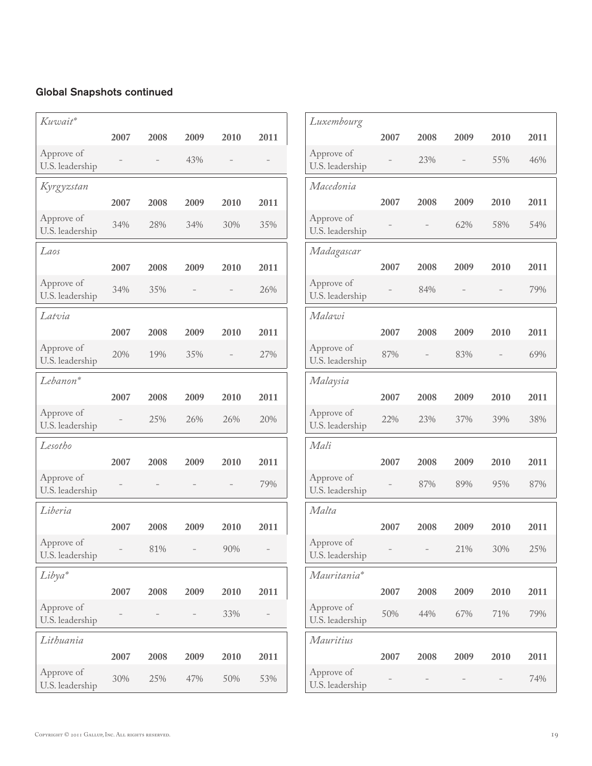## Global Snapshots continued

| *Kuwait** | 2007 | 2008 | 2009 | 2010 | 2011 |
|---|---|---|---|---|---|
| Approve of U.S. leadership | – | – | 43% | – | – |

| *Kyrgyzstan* | 2007 | 2008 | 2009 | 2010 | 2011 |
|---|---|---|---|---|---|
| Approve of U.S. leadership | 34% | 28% | 34% | 30% | 35% |

| *Laos* | 2007 | 2008 | 2009 | 2010 | 2011 |
|---|---|---|---|---|---|
| Approve of U.S. leadership | 34% | 35% | – | – | 26% |

| *Latvia* | 2007 | 2008 | 2009 | 2010 | 2011 |
|---|---|---|---|---|---|
| Approve of U.S. leadership | 20% | 19% | 35% | – | 27% |

| *Lebanon** | 2007 | 2008 | 2009 | 2010 | 2011 |
|---|---|---|---|---|---|
| Approve of U.S. leadership | – | 25% | 26% | 26% | 20% |

| *Lesotho* | 2007 | 2008 | 2009 | 2010 | 2011 |
|---|---|---|---|---|---|
| Approve of U.S. leadership | – | – | – | – | 79% |

| *Liberia* | 2007 | 2008 | 2009 | 2010 | 2011 |
|---|---|---|---|---|---|
| Approve of U.S. leadership | – | 81% | – | 90% | – |

| *Libya** | 2007 | 2008 | 2009 | 2010 | 2011 |
|---|---|---|---|---|---|
| Approve of U.S. leadership | – | – | – | 33% | – |

| *Lithuania* | 2007 | 2008 | 2009 | 2010 | 2011 |
|---|---|---|---|---|---|
| Approve of U.S. leadership | 30% | 25% | 47% | 50% | 53% |

| *Luxembourg* | 2007 | 2008 | 2009 | 2010 | 2011 |
|---|---|---|---|---|---|
| Approve of U.S. leadership | – | 23% | – | 55% | 46% |

| *Macedonia* | 2007 | 2008 | 2009 | 2010 | 2011 |
|---|---|---|---|---|---|
| Approve of U.S. leadership | – | – | 62% | 58% | 54% |

| *Madagascar* | 2007 | 2008 | 2009 | 2010 | 2011 |
|---|---|---|---|---|---|
| Approve of U.S. leadership | – | 84% | – | – | 79% |

| *Malawi* | 2007 | 2008 | 2009 | 2010 | 2011 |
|---|---|---|---|---|---|
| Approve of U.S. leadership | 87% | – | 83% | – | 69% |

| *Malaysia* | 2007 | 2008 | 2009 | 2010 | 2011 |
|---|---|---|---|---|---|
| Approve of U.S. leadership | 22% | 23% | 37% | 39% | 38% |

| *Mali* | 2007 | 2008 | 2009 | 2010 | 2011 |
|---|---|---|---|---|---|
| Approve of U.S. leadership | – | 87% | 89% | 95% | 87% |

| *Malta* | 2007 | 2008 | 2009 | 2010 | 2011 |
|---|---|---|---|---|---|
| Approve of U.S. leadership | – | – | 21% | 30% | 25% |

| *Mauritania** | 2007 | 2008 | 2009 | 2010 | 2011 |
|---|---|---|---|---|---|
| Approve of U.S. leadership | 50% | 44% | 67% | 71% | 79% |

| *Mauritius* | 2007 | 2008 | 2009 | 2010 | 2011 |
|---|---|---|---|---|---|
| Approve of U.S. leadership | – | – | – | – | 74% |

Copyright © 2011 Gallup, Inc. All rights reserved.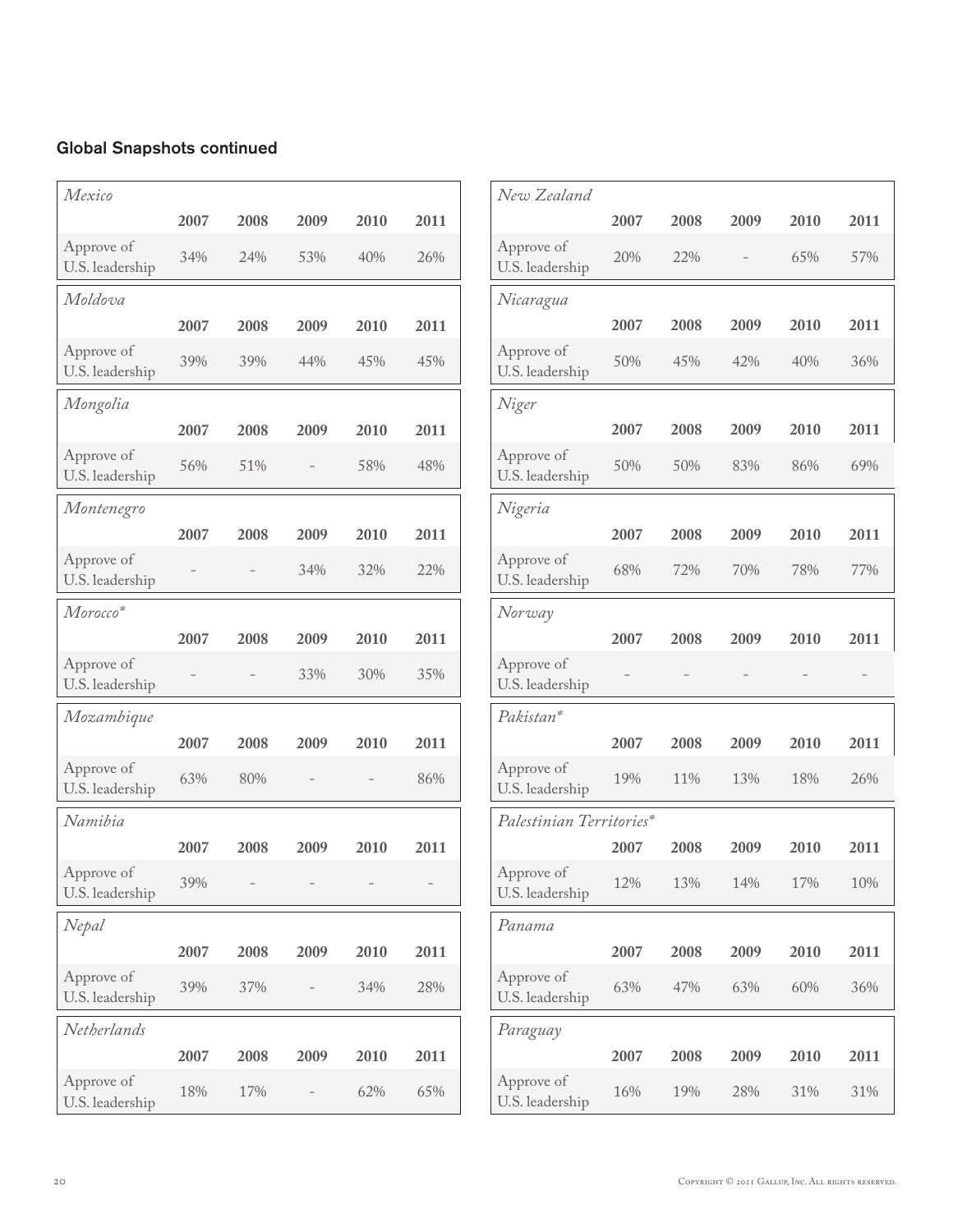## Global Snapshots continued

| *Mexico* | 2007 | 2008 | 2009 | 2010 | 2011 |
|---|---|---|---|---|---|
| Approve of U.S. leadership | 34% | 24% | 53% | 40% | 26% |

| *Moldova* | 2007 | 2008 | 2009 | 2010 | 2011 |
|---|---|---|---|---|---|
| Approve of U.S. leadership | 39% | 39% | 44% | 45% | 45% |

| *Mongolia* | 2007 | 2008 | 2009 | 2010 | 2011 |
|---|---|---|---|---|---|
| Approve of U.S. leadership | 56% | 51% | – | 58% | 48% |

| *Montenegro* | 2007 | 2008 | 2009 | 2010 | 2011 |
|---|---|---|---|---|---|
| Approve of U.S. leadership | – | – | 34% | 32% | 22% |

| *Morocco** | 2007 | 2008 | 2009 | 2010 | 2011 |
|---|---|---|---|---|---|
| Approve of U.S. leadership | – | – | 33% | 30% | 35% |

| *Mozambique* | 2007 | 2008 | 2009 | 2010 | 2011 |
|---|---|---|---|---|---|
| Approve of U.S. leadership | 63% | 80% | – | – | 86% |

| *Namibia* | 2007 | 2008 | 2009 | 2010 | 2011 |
|---|---|---|---|---|---|
| Approve of U.S. leadership | 39% | – | – | – | – |

| *Nepal* | 2007 | 2008 | 2009 | 2010 | 2011 |
|---|---|---|---|---|---|
| Approve of U.S. leadership | 39% | 37% | – | 34% | 28% |

| *Netherlands* | 2007 | 2008 | 2009 | 2010 | 2011 |
|---|---|---|---|---|---|
| Approve of U.S. leadership | 18% | 17% | – | 62% | 65% |

| *New Zealand* | 2007 | 2008 | 2009 | 2010 | 2011 |
|---|---|---|---|---|---|
| Approve of U.S. leadership | 20% | 22% | – | 65% | 57% |

| *Nicaragua* | 2007 | 2008 | 2009 | 2010 | 2011 |
|---|---|---|---|---|---|
| Approve of U.S. leadership | 50% | 45% | 42% | 40% | 36% |

| *Niger* | 2007 | 2008 | 2009 | 2010 | 2011 |
|---|---|---|---|---|---|
| Approve of U.S. leadership | 50% | 50% | 83% | 86% | 69% |

| *Nigeria* | 2007 | 2008 | 2009 | 2010 | 2011 |
|---|---|---|---|---|---|
| Approve of U.S. leadership | 68% | 72% | 70% | 78% | 77% |

| *Norway* | 2007 | 2008 | 2009 | 2010 | 2011 |
|---|---|---|---|---|---|
| Approve of U.S. leadership | – | – | – | – | – |

| *Pakistan** | 2007 | 2008 | 2009 | 2010 | 2011 |
|---|---|---|---|---|---|
| Approve of U.S. leadership | 19% | 11% | 13% | 18% | 26% |

| *Palestinian Territories** | 2007 | 2008 | 2009 | 2010 | 2011 |
|---|---|---|---|---|---|
| Approve of U.S. leadership | 12% | 13% | 14% | 17% | 10% |

| *Panama* | 2007 | 2008 | 2009 | 2010 | 2011 |
|---|---|---|---|---|---|
| Approve of U.S. leadership | 63% | 47% | 63% | 60% | 36% |

| *Paraguay* | 2007 | 2008 | 2009 | 2010 | 2011 |
|---|---|---|---|---|---|
| Approve of U.S. leadership | 16% | 19% | 28% | 31% | 31% |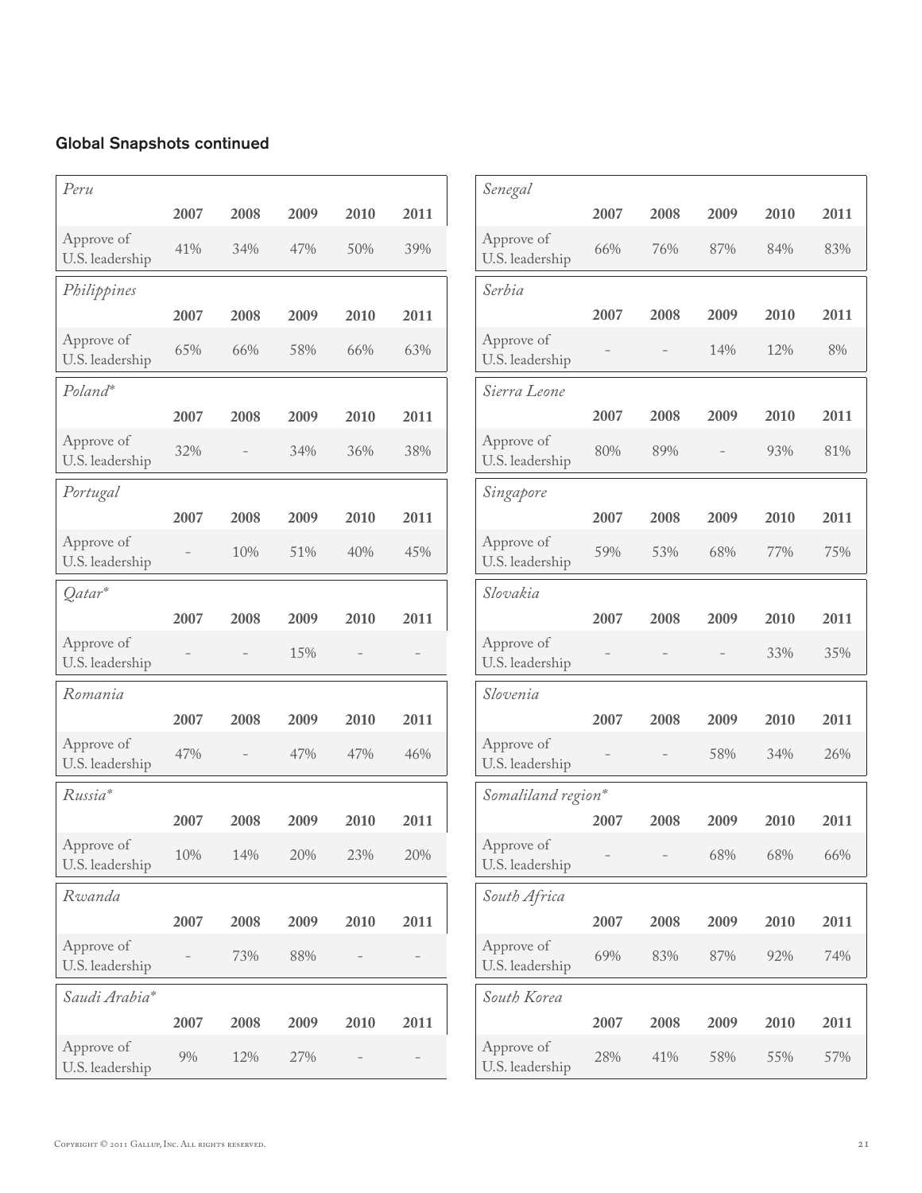## Global Snapshots continued

| *Peru* | 2007 | 2008 | 2009 | 2010 | 2011 |
|---|---|---|---|---|---|
| Approve of U.S. leadership | 41% | 34% | 47% | 50% | 39% |

| *Philippines* | 2007 | 2008 | 2009 | 2010 | 2011 |
|---|---|---|---|---|---|
| Approve of U.S. leadership | 65% | 66% | 58% | 66% | 63% |

| *Poland** | 2007 | 2008 | 2009 | 2010 | 2011 |
|---|---|---|---|---|---|
| Approve of U.S. leadership | 32% | – | 34% | 36% | 38% |

| *Portugal* | 2007 | 2008 | 2009 | 2010 | 2011 |
|---|---|---|---|---|---|
| Approve of U.S. leadership | – | 10% | 51% | 40% | 45% |

| *Qatar** | 2007 | 2008 | 2009 | 2010 | 2011 |
|---|---|---|---|---|---|
| Approve of U.S. leadership | – | – | 15% | – | – |

| *Romania* | 2007 | 2008 | 2009 | 2010 | 2011 |
|---|---|---|---|---|---|
| Approve of U.S. leadership | 47% | – | 47% | 47% | 46% |

| *Russia** | 2007 | 2008 | 2009 | 2010 | 2011 |
|---|---|---|---|---|---|
| Approve of U.S. leadership | 10% | 14% | 20% | 23% | 20% |

| *Rwanda* | 2007 | 2008 | 2009 | 2010 | 2011 |
|---|---|---|---|---|---|
| Approve of U.S. leadership | – | 73% | 88% | – | – |

| *Saudi Arabia** | 2007 | 2008 | 2009 | 2010 | 2011 |
|---|---|---|---|---|---|
| Approve of U.S. leadership | 9% | 12% | 27% | – | – |

| *Senegal* | 2007 | 2008 | 2009 | 2010 | 2011 |
|---|---|---|---|---|---|
| Approve of U.S. leadership | 66% | 76% | 87% | 84% | 83% |

| *Serbia* | 2007 | 2008 | 2009 | 2010 | 2011 |
|---|---|---|---|---|---|
| Approve of U.S. leadership | – | – | 14% | 12% | 8% |

| *Sierra Leone* | 2007 | 2008 | 2009 | 2010 | 2011 |
|---|---|---|---|---|---|
| Approve of U.S. leadership | 80% | 89% | – | 93% | 81% |

| *Singapore* | 2007 | 2008 | 2009 | 2010 | 2011 |
|---|---|---|---|---|---|
| Approve of U.S. leadership | 59% | 53% | 68% | 77% | 75% |

| *Slovakia* | 2007 | 2008 | 2009 | 2010 | 2011 |
|---|---|---|---|---|---|
| Approve of U.S. leadership | – | – | – | 33% | 35% |

| *Slovenia* | 2007 | 2008 | 2009 | 2010 | 2011 |
|---|---|---|---|---|---|
| Approve of U.S. leadership | – | – | 58% | 34% | 26% |

| *Somaliland region** | 2007 | 2008 | 2009 | 2010 | 2011 |
|---|---|---|---|---|---|
| Approve of U.S. leadership | – | – | 68% | 68% | 66% |

| *South Africa* | 2007 | 2008 | 2009 | 2010 | 2011 |
|---|---|---|---|---|---|
| Approve of U.S. leadership | 69% | 83% | 87% | 92% | 74% |

| *South Korea* | 2007 | 2008 | 2009 | 2010 | 2011 |
|---|---|---|---|---|---|
| Approve of U.S. leadership | 28% | 41% | 58% | 55% | 57% |

Copyright © 2011 Gallup, Inc. All rights reserved.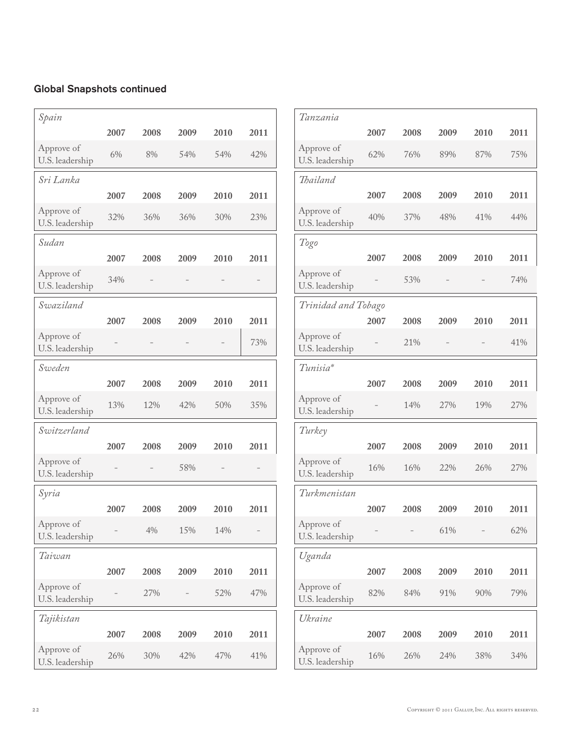## Global Snapshots continued

| *Spain* | 2007 | 2008 | 2009 | 2010 | 2011 |
|---|---|---|---|---|---|
| Approve of U.S. leadership | 6% | 8% | 54% | 54% | 42% |

| *Sri Lanka* | 2007 | 2008 | 2009 | 2010 | 2011 |
|---|---|---|---|---|---|
| Approve of U.S. leadership | 32% | 36% | 36% | 30% | 23% |

| *Sudan* | 2007 | 2008 | 2009 | 2010 | 2011 |
|---|---|---|---|---|---|
| Approve of U.S. leadership | 34% | – | – | – | – |

| *Swaziland* | 2007 | 2008 | 2009 | 2010 | 2011 |
|---|---|---|---|---|---|
| Approve of U.S. leadership | – | – | – | – | 73% |

| *Sweden* | 2007 | 2008 | 2009 | 2010 | 2011 |
|---|---|---|---|---|---|
| Approve of U.S. leadership | 13% | 12% | 42% | 50% | 35% |

| *Switzerland* | 2007 | 2008 | 2009 | 2010 | 2011 |
|---|---|---|---|---|---|
| Approve of U.S. leadership | – | – | 58% | – | – |

| *Syria* | 2007 | 2008 | 2009 | 2010 | 2011 |
|---|---|---|---|---|---|
| Approve of U.S. leadership | – | 4% | 15% | 14% | – |

| *Taiwan* | 2007 | 2008 | 2009 | 2010 | 2011 |
|---|---|---|---|---|---|
| Approve of U.S. leadership | – | 27% | – | 52% | 47% |

| *Tajikistan* | 2007 | 2008 | 2009 | 2010 | 2011 |
|---|---|---|---|---|---|
| Approve of U.S. leadership | 26% | 30% | 42% | 47% | 41% |

| *Tanzania* | 2007 | 2008 | 2009 | 2010 | 2011 |
|---|---|---|---|---|---|
| Approve of U.S. leadership | 62% | 76% | 89% | 87% | 75% |

| *Thailand* | 2007 | 2008 | 2009 | 2010 | 2011 |
|---|---|---|---|---|---|
| Approve of U.S. leadership | 40% | 37% | 48% | 41% | 44% |

| *Togo* | 2007 | 2008 | 2009 | 2010 | 2011 |
|---|---|---|---|---|---|
| Approve of U.S. leadership | – | 53% | – | – | 74% |

| *Trinidad and Tobago* | 2007 | 2008 | 2009 | 2010 | 2011 |
|---|---|---|---|---|---|
| Approve of U.S. leadership | – | 21% | – | – | 41% |

| *Tunisia** | 2007 | 2008 | 2009 | 2010 | 2011 |
|---|---|---|---|---|---|
| Approve of U.S. leadership | – | 14% | 27% | 19% | 27% |

| *Turkey* | 2007 | 2008 | 2009 | 2010 | 2011 |
|---|---|---|---|---|---|
| Approve of U.S. leadership | 16% | 16% | 22% | 26% | 27% |

| *Turkmenistan* | 2007 | 2008 | 2009 | 2010 | 2011 |
|---|---|---|---|---|---|
| Approve of U.S. leadership | – | – | 61% | – | 62% |

| *Uganda* | 2007 | 2008 | 2009 | 2010 | 2011 |
|---|---|---|---|---|---|
| Approve of U.S. leadership | 82% | 84% | 91% | 90% | 79% |

| *Ukraine* | 2007 | 2008 | 2009 | 2010 | 2011 |
|---|---|---|---|---|---|
| Approve of U.S. leadership | 16% | 26% | 24% | 38% | 34% |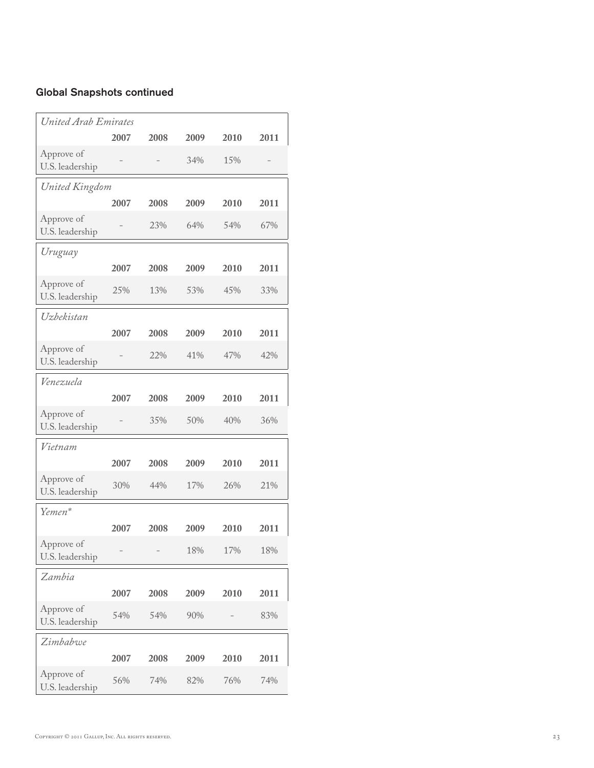## Global Snapshots continued

| *United Arab Emirates* | | | | | |
|---|---|---|---|---|---|
| | **2007** | **2008** | **2009** | **2010** | **2011** |
| Approve of U.S. leadership | – | – | 34% | 15% | – |

| *United Kingdom* | | | | | |
|---|---|---|---|---|---|
| | **2007** | **2008** | **2009** | **2010** | **2011** |
| Approve of U.S. leadership | – | 23% | 64% | 54% | 67% |

| *Uruguay* | | | | | |
|---|---|---|---|---|---|
| | **2007** | **2008** | **2009** | **2010** | **2011** |
| Approve of U.S. leadership | 25% | 13% | 53% | 45% | 33% |

| *Uzbekistan* | | | | | |
|---|---|---|---|---|---|
| | **2007** | **2008** | **2009** | **2010** | **2011** |
| Approve of U.S. leadership | – | 22% | 41% | 47% | 42% |

| *Venezuela* | | | | | |
|---|---|---|---|---|---|
| | **2007** | **2008** | **2009** | **2010** | **2011** |
| Approve of U.S. leadership | – | 35% | 50% | 40% | 36% |

| *Vietnam* | | | | | |
|---|---|---|---|---|---|
| | **2007** | **2008** | **2009** | **2010** | **2011** |
| Approve of U.S. leadership | 30% | 44% | 17% | 26% | 21% |

| *Yemen** | | | | | |
|---|---|---|---|---|---|
| | **2007** | **2008** | **2009** | **2010** | **2011** |
| Approve of U.S. leadership | – | – | 18% | 17% | 18% |

| *Zambia* | | | | | |
|---|---|---|---|---|---|
| | **2007** | **2008** | **2009** | **2010** | **2011** |
| Approve of U.S. leadership | 54% | 54% | 90% | – | 83% |

| *Zimbabwe* | | | | | |
|---|---|---|---|---|---|
| | **2007** | **2008** | **2009** | **2010** | **2011** |
| Approve of U.S. leadership | 56% | 74% | 82% | 76% | 74% |

Copyright © 2011 Gallup, Inc. All rights reserved.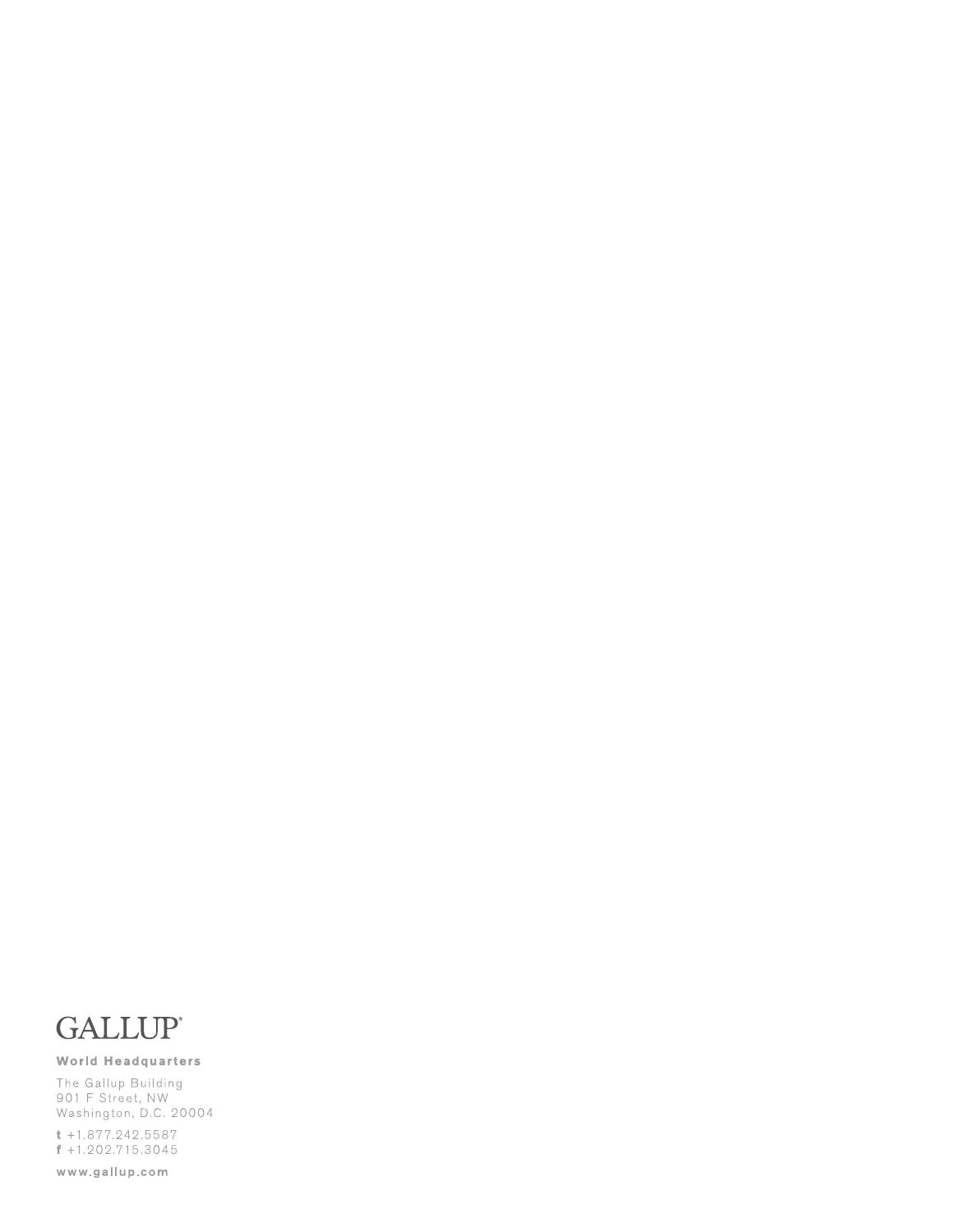GALLUP®

**World Headquarters**

The Gallup Building
901 F Street, NW
Washington, D.C. 20004

**t** +1.877.242.5587
**f** +1.202.715.3045

**www.gallup.com**